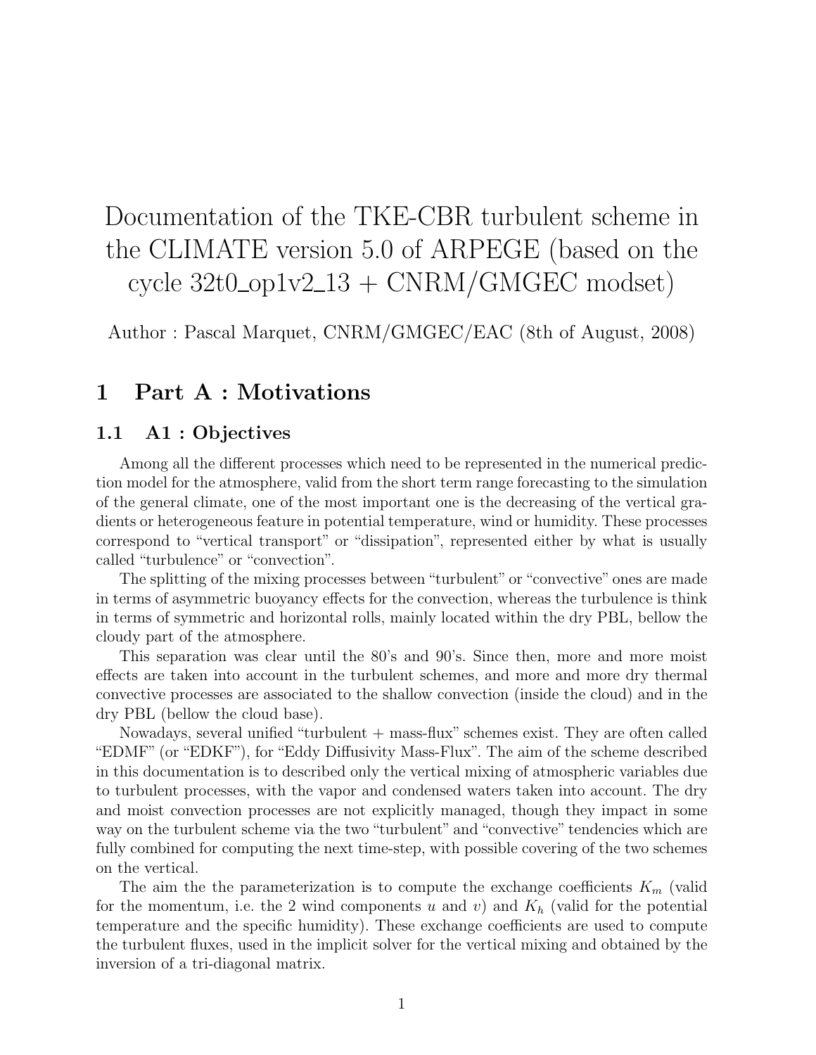# Documentation of the TKE-CBR turbulent scheme in the CLIMATE version 5.0 of ARPEGE (based on the cycle 32t0_op1v2_13 + CNRM/GMGEC modset)

Author : Pascal Marquet, CNRM/GMGEC/EAC (8th of August, 2008)

## 1 Part A : Motivations

### 1.1 A1 : Objectives

Among all the different processes which need to be represented in the numerical prediction model for the atmosphere, valid from the short term range forecasting to the simulation of the general climate, one of the most important one is the decreasing of the vertical gradients or heterogeneous feature in potential temperature, wind or humidity. These processes correspond to "vertical transport" or "dissipation", represented either by what is usually called "turbulence" or "convection".

The splitting of the mixing processes between "turbulent" or "convective" ones are made in terms of asymmetric buoyancy effects for the convection, whereas the turbulence is think in terms of symmetric and horizontal rolls, mainly located within the dry PBL, bellow the cloudy part of the atmosphere.

This separation was clear until the 80's and 90's. Since then, more and more moist effects are taken into account in the turbulent schemes, and more and more dry thermal convective processes are associated to the shallow convection (inside the cloud) and in the dry PBL (bellow the cloud base).

Nowadays, several unified "turbulent + mass-flux" schemes exist. They are often called "EDMF" (or "EDKF"), for "Eddy Diffusivity Mass-Flux". The aim of the scheme described in this documentation is to described only the vertical mixing of atmospheric variables due to turbulent processes, with the vapor and condensed waters taken into account. The dry and moist convection processes are not explicitly managed, though they impact in some way on the turbulent scheme via the two "turbulent" and "convective" tendencies which are fully combined for computing the next time-step, with possible covering of the two schemes on the vertical.

The aim the the parameterization is to compute the exchange coefficients $K_m$ (valid for the momentum, i.e. the 2 wind components $u$ and $v$) and $K_h$ (valid for the potential temperature and the specific humidity). These exchange coefficients are used to compute the turbulent fluxes, used in the implicit solver for the vertical mixing and obtained by the inversion of a tri-diagonal matrix.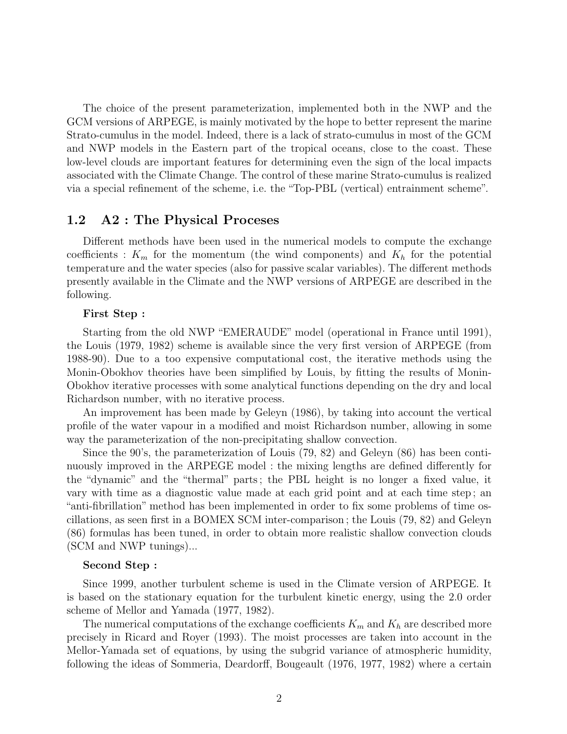The choice of the present parameterization, implemented both in the NWP and the GCM versions of ARPEGE, is mainly motivated by the hope to better represent the marine Strato-cumulus in the model. Indeed, there is a lack of strato-cumulus in most of the GCM and NWP models in the Eastern part of the tropical oceans, close to the coast. These low-level clouds are important features for determining even the sign of the local impacts associated with the Climate Change. The control of these marine Strato-cumulus is realized via a special refinement of the scheme, i.e. the "Top-PBL (vertical) entrainment scheme".

## 1.2 A2 : The Physical Processes

Different methods have been used in the numerical models to compute the exchange coefficients : $K_m$ for the momentum (the wind components) and $K_h$ for the potential temperature and the water species (also for passive scalar variables). The different methods presently available in the Climate and the NWP versions of ARPEGE are described in the following.

**First Step :**

Starting from the old NWP "EMERAUDE" model (operational in France until 1991), the Louis (1979, 1982) scheme is available since the very first version of ARPEGE (from 1988-90). Due to a too expensive computational cost, the iterative methods using the Monin-Obokhov theories have been simplified by Louis, by fitting the results of Monin-Obokhov iterative processes with some analytical functions depending on the dry and local Richardson number, with no iterative process.

An improvement has been made by Geleyn (1986), by taking into account the vertical profile of the water vapour in a modified and moist Richardson number, allowing in some way the parameterization of the non-precipitating shallow convection.

Since the 90's, the parameterization of Louis (79, 82) and Geleyn (86) has been continuously improved in the ARPEGE model : the mixing lengths are defined differently for the "dynamic" and the "thermal" parts ; the PBL height is no longer a fixed value, it vary with time as a diagnostic value made at each grid point and at each time step ; an "anti-fibrillation" method has been implemented in order to fix some problems of time oscillations, as seen first in a BOMEX SCM inter-comparison ; the Louis (79, 82) and Geleyn (86) formulas has been tuned, in order to obtain more realistic shallow convection clouds (SCM and NWP tunings)...

**Second Step :**

Since 1999, another turbulent scheme is used in the Climate version of ARPEGE. It is based on the stationary equation for the turbulent kinetic energy, using the 2.0 order scheme of Mellor and Yamada (1977, 1982).

The numerical computations of the exchange coefficients $K_m$ and $K_h$ are described more precisely in Ricard and Royer (1993). The moist processes are taken into account in the Mellor-Yamada set of equations, by using the subgrid variance of atmospheric humidity, following the ideas of Sommeria, Deardorff, Bougeault (1976, 1977, 1982) where a certain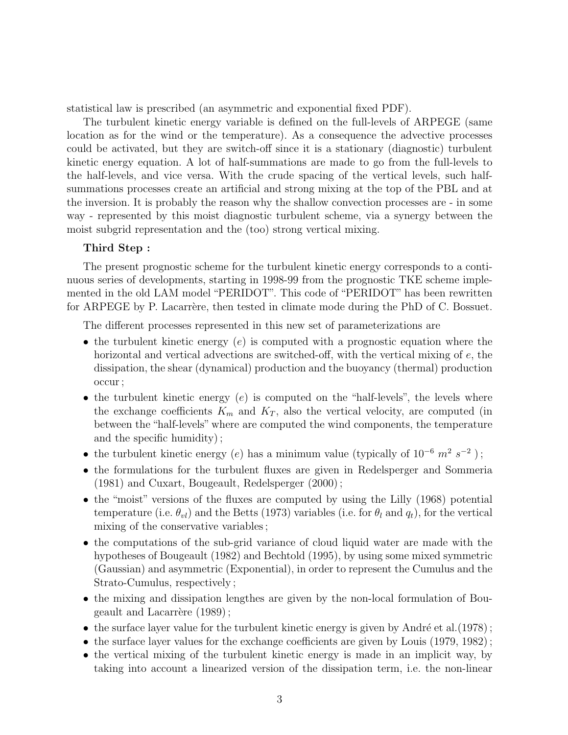statistical law is prescribed (an asymmetric and exponential fixed PDF).

The turbulent kinetic energy variable is defined on the full-levels of ARPEGE (same location as for the wind or the temperature). As a consequence the advective processes could be activated, but they are switch-off since it is a stationary (diagnostic) turbulent kinetic energy equation. A lot of half-summations are made to go from the full-levels to the half-levels, and vice versa. With the crude spacing of the vertical levels, such half-summations processes create an artificial and strong mixing at the top of the PBL and at the inversion. It is probably the reason why the shallow convection processes are - in some way - represented by this moist diagnostic turbulent scheme, via a synergy between the moist subgrid representation and the (too) strong vertical mixing.

**Third Step :**

The present prognostic scheme for the turbulent kinetic energy corresponds to a continuous series of developments, starting in 1998-99 from the prognostic TKE scheme implemented in the old LAM model "PERIDOT". This code of "PERIDOT" has been rewritten for ARPEGE by P. Lacarrère, then tested in climate mode during the PhD of C. Bossuet.

The different processes represented in this new set of parameterizations are

- the turbulent kinetic energy ($e$) is computed with a prognostic equation where the horizontal and vertical advections are switched-off, with the vertical mixing of $e$, the dissipation, the shear (dynamical) production and the buoyancy (thermal) production occur ;
- the turbulent kinetic energy ($e$) is computed on the "half-levels", the levels where the exchange coefficients $K_m$ and $K_T$, also the vertical velocity, are computed (in between the "half-levels" where are computed the wind components, the temperature and the specific humidity) ;
- the turbulent kinetic energy ($e$) has a minimum value (typically of $10^{-6}\ m^2\ s^{-2}$ ) ;
- the formulations for the turbulent fluxes are given in Redelsperger and Sommeria (1981) and Cuxart, Bougeault, Redelsperger (2000) ;
- the "moist" versions of the fluxes are computed by using the Lilly (1968) potential temperature (i.e. $\theta_{vl}$) and the Betts (1973) variables (i.e. for $\theta_l$ and $q_t$), for the vertical mixing of the conservative variables ;
- the computations of the sub-grid variance of cloud liquid water are made with the hypotheses of Bougeault (1982) and Bechtold (1995), by using some mixed symmetric (Gaussian) and asymmetric (Exponential), in order to represent the Cumulus and the Strato-Cumulus, respectively ;
- the mixing and dissipation lengthes are given by the non-local formulation of Bougeault and Lacarrère (1989) ;
- the surface layer value for the turbulent kinetic energy is given by André et al.(1978) ;
- the surface layer values for the exchange coefficients are given by Louis (1979, 1982) ;
- the vertical mixing of the turbulent kinetic energy is made in an implicit way, by taking into account a linearized version of the dissipation term, i.e. the non-linear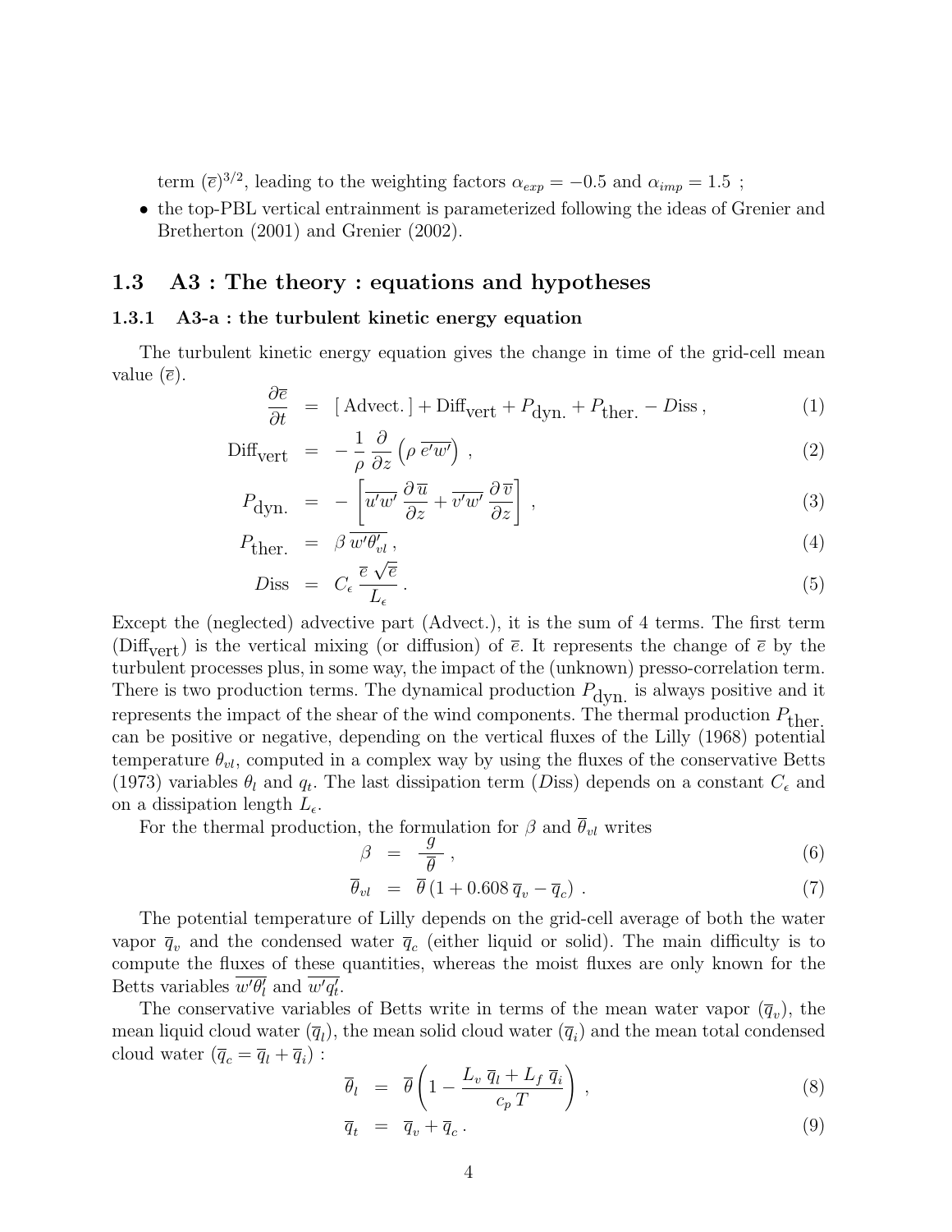term $(\overline{e})^{3/2}$, leading to the weighting factors $\alpha_{exp} = -0.5$ and $\alpha_{imp} = 1.5$ ;

- the top-PBL vertical entrainment is parameterized following the ideas of Grenier and Bretherton (2001) and Grenier (2002).

## 1.3 A3 : The theory : equations and hypotheses

### 1.3.1 A3-a : the turbulent kinetic energy equation

The turbulent kinetic energy equation gives the change in time of the grid-cell mean value ($\overline{e}$).

$$\frac{\partial \overline{e}}{\partial t} = [\,\text{Advect.}\,] + \text{Diff}_{\text{vert}} + P_{\text{dyn.}} + P_{\text{ther.}} - D\text{iss}\,, \tag{1}$$

$$\text{Diff}_{\text{vert}} = -\,\frac{1}{\rho}\,\frac{\partial}{\partial z}\left(\rho\,\overline{e'w'}\right)\,, \tag{2}$$

$$P_{\text{dyn.}} = -\left[\overline{u'w'}\,\frac{\partial\,\overline{u}}{\partial z} + \overline{v'w'}\,\frac{\partial\,\overline{v}}{\partial z}\right]\,, \tag{3}$$

$$P_{\text{ther.}} = \beta\,\overline{w'\theta'_{vl}}\,, \tag{4}$$

$$D\text{iss} = C_\epsilon\,\frac{\overline{e}\,\sqrt{\overline{e}}}{L_\epsilon}\,. \tag{5}$$

Except the (neglected) advective part (Advect.), it is the sum of 4 terms. The first term ($\text{Diff}_{\text{vert}}$) is the vertical mixing (or diffusion) of $\overline{e}$. It represents the change of $\overline{e}$ by the turbulent processes plus, in some way, the impact of the (unknown) presso-correlation term. There is two production terms. The dynamical production $P_{\text{dyn.}}$ is always positive and it represents the impact of the shear of the wind components. The thermal production $P_{\text{ther.}}$ can be positive or negative, depending on the vertical fluxes of the Lilly (1968) potential temperature $\theta_{vl}$, computed in a complex way by using the fluxes of the conservative Betts (1973) variables $\theta_l$ and $q_t$. The last dissipation term ($D$iss) depends on a constant $C_\epsilon$ and on a dissipation length $L_\epsilon$.

For the thermal production, the formulation for $\beta$ and $\overline{\theta}_{vl}$ writes

$$\beta = \frac{g}{\overline{\theta}}\,, \tag{6}$$

$$\overline{\theta}_{vl} = \overline{\theta}\,(1 + 0.608\,\overline{q}_v - \overline{q}_c)\,. \tag{7}$$

The potential temperature of Lilly depends on the grid-cell average of both the water vapor $\overline{q}_v$ and the condensed water $\overline{q}_c$ (either liquid or solid). The main difficulty is to compute the fluxes of these quantities, whereas the moist fluxes are only known for the Betts variables $\overline{w'\theta'_l}$ and $\overline{w'q'_t}$.

The conservative variables of Betts write in terms of the mean water vapor ($\overline{q}_v$), the mean liquid cloud water ($\overline{q}_l$), the mean solid cloud water ($\overline{q}_i$) and the mean total condensed cloud water ($\overline{q}_c = \overline{q}_l + \overline{q}_i$) :

$$\overline{\theta}_l = \overline{\theta}\left(1 - \frac{L_v\,\overline{q}_l + L_f\,\overline{q}_i}{c_p\,T}\right)\,, \tag{8}$$

$$\overline{q}_t = \overline{q}_v + \overline{q}_c\,. \tag{9}$$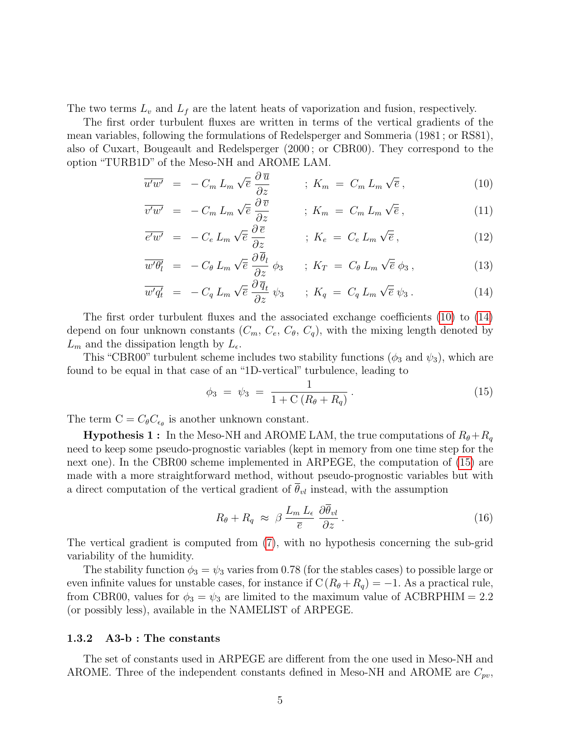The two terms $L_v$ and $L_f$ are the latent heats of vaporization and fusion, respectively.

The first order turbulent fluxes are written in terms of the vertical gradients of the mean variables, following the formulations of Redelsperger and Sommeria (1981 ; or RS81), also of Cuxart, Bougeault and Redelsperger (2000 ; or CBR00). They correspond to the option "TURB1D" of the Meso-NH and AROME LAM.

$$\overline{u'w'} \;=\; -\,C_m\,L_m\,\sqrt{\overline{e}}\,\frac{\partial\,\overline{u}}{\partial z} \qquad ;\; K_m \;=\; C_m\,L_m\,\sqrt{\overline{e}}\,, \tag{10}$$

$$\overline{v'w'} \;=\; -\,C_m\,L_m\,\sqrt{\overline{e}}\,\frac{\partial\,\overline{v}}{\partial z} \qquad ;\; K_m \;=\; C_m\,L_m\,\sqrt{\overline{e}}\,, \tag{11}$$

$$\overline{e'w'} \;=\; -\,C_e\,L_m\,\sqrt{\overline{e}}\,\frac{\partial\,\overline{e}}{\partial z} \qquad ;\; K_e \;=\; C_e\,L_m\,\sqrt{\overline{e}}\,, \tag{12}$$

$$\overline{w'\theta_l'} \;=\; -\,C_\theta\,L_m\,\sqrt{\overline{e}}\,\frac{\partial\,\overline{\theta}_l}{\partial z}\,\phi_3 \qquad ;\; K_T \;=\; C_\theta\,L_m\,\sqrt{\overline{e}}\,\phi_3\,, \tag{13}$$

$$\overline{w'q_t'} \;=\; -\,C_q\,L_m\,\sqrt{\overline{e}}\,\frac{\partial\,\overline{q}_t}{\partial z}\,\psi_3 \qquad ;\; K_q \;=\; C_q\,L_m\,\sqrt{\overline{e}}\,\psi_3\,. \tag{14}$$

The first order turbulent fluxes and the associated exchange coefficients (10) to (14) depend on four unknown constants ($C_m$, $C_e$, $C_\theta$, $C_q$), with the mixing length denoted by $L_m$ and the dissipation length by $L_\epsilon$.

This "CBR00" turbulent scheme includes two stability functions ($\phi_3$ and $\psi_3$), which are found to be equal in that case of an "1D-vertical" turbulence, leading to

$$\phi_3 \;=\; \psi_3 \;=\; \frac{1}{1 + \mathrm{C}\,(R_\theta + R_q)}\,. \tag{15}$$

The term $\mathrm{C} = C_\theta C_{\epsilon_\theta}$ is another unknown constant.

**Hypothesis 1 :** In the Meso-NH and AROME LAM, the true computations of $R_\theta + R_q$ need to keep some pseudo-prognostic variables (kept in memory from one time step for the next one). In the CBR00 scheme implemented in ARPEGE, the computation of (15) are made with a more straightforward method, without pseudo-prognostic variables but with a direct computation of the vertical gradient of $\overline{\theta}_{vl}$ instead, with the assumption

$$R_\theta + R_q \;\approx\; \beta\,\frac{L_m\,L_\epsilon}{\overline{e}}\,\frac{\partial\overline{\theta}_{vl}}{\partial z}\,. \tag{16}$$

The vertical gradient is computed from (7), with no hypothesis concerning the sub-grid variability of the humidity.

The stability function $\phi_3 = \psi_3$ varies from 0.78 (for the stables cases) to possible large or even infinite values for unstable cases, for instance if $\mathrm{C}\,(R_\theta + R_q) = -1$. As a practical rule, from CBR00, values for $\phi_3 = \psi_3$ are limited to the maximum value of ACBRPHIM = 2.2 (or possibly less), available in the NAMELIST of ARPEGE.

### 1.3.2 A3-b : The constants

The set of constants used in ARPEGE are different from the one used in Meso-NH and AROME. Three of the independent constants defined in Meso-NH and AROME are $C_{pv}$,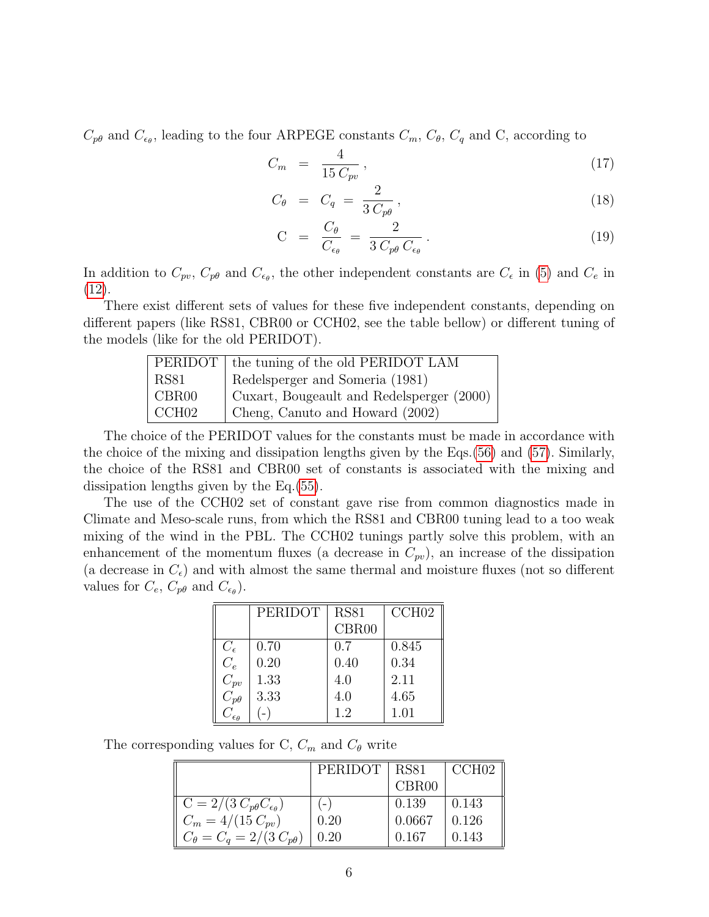$C_{p\theta}$ and $C_{\epsilon_\theta}$, leading to the four ARPEGE constants $C_m$, $C_\theta$, $C_q$ and C, according to

$$C_m = \frac{4}{15\,C_{pv}}\,, \tag{17}$$

$$C_\theta = C_q = \frac{2}{3\,C_{p\theta}}\,, \tag{18}$$

$$\mathrm{C} = \frac{C_\theta}{C_{\epsilon_\theta}} = \frac{2}{3\,C_{p\theta}\,C_{\epsilon_\theta}}\,. \tag{19}$$

In addition to $C_{pv}$, $C_{p\theta}$ and $C_{\epsilon_\theta}$, the other independent constants are $C_\epsilon$ in (5) and $C_e$ in (12).

There exist different sets of values for these five independent constants, depending on different papers (like RS81, CBR00 or CCH02, see the table bellow) or different tuning of the models (like for the old PERIDOT).

| | |
|---|---|
| PERIDOT | the tuning of the old PERIDOT LAM |
| RS81 | Redelsperger and Someria (1981) |
| CBR00 | Cuxart, Bougeault and Redelsperger (2000) |
| CCH02 | Cheng, Canuto and Howard (2002) |

The choice of the PERIDOT values for the constants must be made in accordance with the choice of the mixing and dissipation lengths given by the Eqs.(56) and (57). Similarly, the choice of the RS81 and CBR00 set of constants is associated with the mixing and dissipation lengths given by the Eq.(55).

The use of the CCH02 set of constant gave rise from common diagnostics made in Climate and Meso-scale runs, from which the RS81 and CBR00 tuning lead to a too weak mixing of the wind in the PBL. The CCH02 tunings partly solve this problem, with an enhancement of the momentum fluxes (a decrease in $C_{pv}$), an increase of the dissipation (a decrease in $C_\epsilon$) and with almost the same thermal and moisture fluxes (not so different values for $C_e$, $C_{p\theta}$ and $C_{\epsilon_\theta}$).

| | PERIDOT | RS81 CBR00 | CCH02 |
|---|---|---|---|
| $C_\epsilon$ | 0.70 | 0.7 | 0.845 |
| $C_e$ | 0.20 | 0.40 | 0.34 |
| $C_{pv}$ | 1.33 | 4.0 | 2.11 |
| $C_{p\theta}$ | 3.33 | 4.0 | 4.65 |
| $C_{\epsilon_\theta}$ | (-) | 1.2 | 1.01 |

The corresponding values for C, $C_m$ and $C_\theta$ write

| | PERIDOT | RS81 CBR00 | CCH02 |
|---|---|---|---|
| $\mathrm{C} = 2/(3\,C_{p\theta}C_{\epsilon_\theta})$ | (-) | 0.139 | 0.143 |
| $C_m = 4/(15\,C_{pv})$ | 0.20 | 0.0667 | 0.126 |
| $C_\theta = C_q = 2/(3\,C_{p\theta})$ | 0.20 | 0.167 | 0.143 |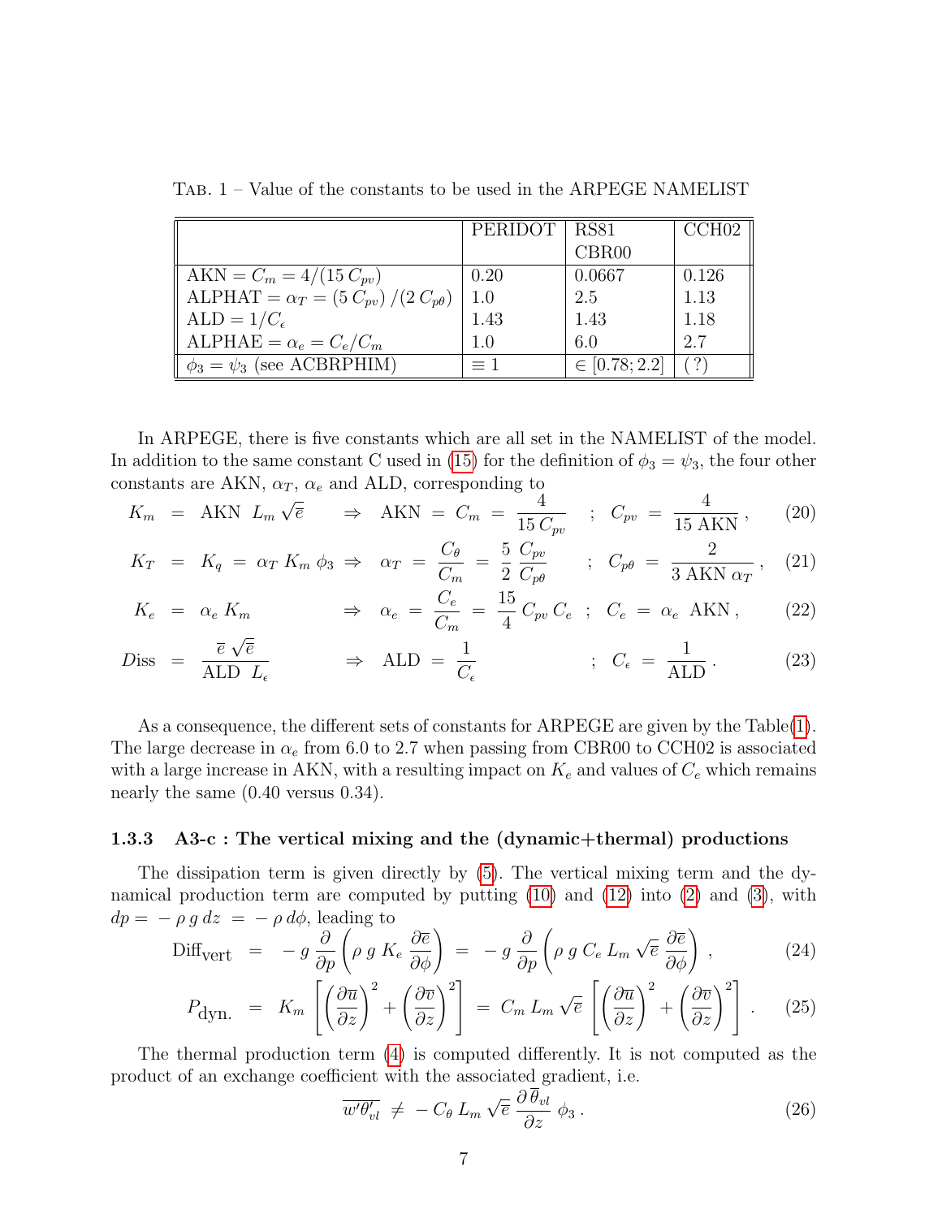TAB. 1 – Value of the constants to be used in the ARPEGE NAMELIST

| | PERIDOT | RS81 CBR00 | CCH02 |
|---|---|---|---|
| AKN $= C_m = 4/(15\, C_{pv})$ | 0.20 | 0.0667 | 0.126 |
| ALPHAT $= \alpha_T = (5\, C_{pv})\,/(2\, C_{p\theta})$ | 1.0 | 2.5 | 1.13 |
| ALD $= 1/C_\epsilon$ | 1.43 | 1.43 | 1.18 |
| ALPHAE $= \alpha_e = C_e/C_m$ | 1.0 | 6.0 | 2.7 |
| $\phi_3 = \psi_3$ (see ACBRPHIM) | $\equiv 1$ | $\in [0.78; 2.2]$ | (?) |

In ARPEGE, there is five constants which are all set in the NAMELIST of the model. In addition to the same constant C used in (15) for the definition of $\phi_3 = \psi_3$, the four other constants are AKN, $\alpha_T$, $\alpha_e$ and ALD, corresponding to

$$K_m \;=\; \text{AKN}\;\, L_m \sqrt{\overline{e}} \quad\Rightarrow\quad \text{AKN} \;=\; C_m \;=\; \frac{4}{15\, C_{pv}} \quad ; \quad C_{pv} \;=\; \frac{4}{15\;\text{AKN}} \,, \tag{20}$$

$$K_T \;=\; K_q \;=\; \alpha_T\, K_m\, \phi_3 \;\Rightarrow\quad \alpha_T \;=\; \frac{C_\theta}{C_m} \;=\; \frac{5}{2}\,\frac{C_{pv}}{C_{p\theta}} \quad ; \quad C_{p\theta} \;=\; \frac{2}{3\;\text{AKN}\;\alpha_T} \,, \tag{21}$$

$$K_e \;=\; \alpha_e\, K_m \quad\Rightarrow\quad \alpha_e \;=\; \frac{C_e}{C_m} \;=\; \frac{15}{4}\, C_{pv}\, C_e \quad ; \quad C_e \;=\; \alpha_e\;\,\text{AKN} \,, \tag{22}$$

$$Diss \;=\; \frac{\overline{e}\,\sqrt{\overline{e}}}{\text{ALD}\;\, L_\epsilon} \quad\Rightarrow\quad \text{ALD} \;=\; \frac{1}{C_\epsilon} \quad ; \quad C_\epsilon \;=\; \frac{1}{\text{ALD}} \,. \tag{23}$$

As a consequence, the different sets of constants for ARPEGE are given by the Table(1). The large decrease in $\alpha_e$ from 6.0 to 2.7 when passing from CBR00 to CCH02 is associated with a large increase in AKN, with a resulting impact on $K_e$ and values of $C_e$ which remains nearly the same (0.40 versus 0.34).

### 1.3.3 A3-c : The vertical mixing and the (dynamic+thermal) productions

The dissipation term is given directly by (5). The vertical mixing term and the dynamical production term are computed by putting (10) and (12) into (2) and (3), with $dp = -\,\rho\, g\, dz \;=\; -\,\rho\, d\phi$, leading to

$$\text{Diff}_{\text{vert}} \;=\; -\,g\,\frac{\partial}{\partial p}\left(\rho\; g\; K_e\;\frac{\partial \overline{e}}{\partial \phi}\right) \;=\; -\,g\,\frac{\partial}{\partial p}\left(\rho\; g\; C_e\; L_m\,\sqrt{\overline{e}}\;\frac{\partial \overline{e}}{\partial \phi}\right) \,, \tag{24}$$

$$P_{\text{dyn.}} \;=\; K_m\,\left[\left(\frac{\partial \overline{u}}{\partial z}\right)^2 + \left(\frac{\partial \overline{v}}{\partial z}\right)^2\right] \;=\; C_m\; L_m\,\sqrt{\overline{e}}\,\left[\left(\frac{\partial \overline{u}}{\partial z}\right)^2 + \left(\frac{\partial \overline{v}}{\partial z}\right)^2\right] \,. \tag{25}$$

The thermal production term (4) is computed differently. It is not computed as the product of an exchange coefficient with the associated gradient, i.e.

$$\overline{w'\theta'_{vl}} \;\neq\; -\,C_\theta\; L_m\,\sqrt{\overline{e}}\;\frac{\partial\, \overline{\theta}_{vl}}{\partial z}\;\phi_3 \,. \tag{26}$$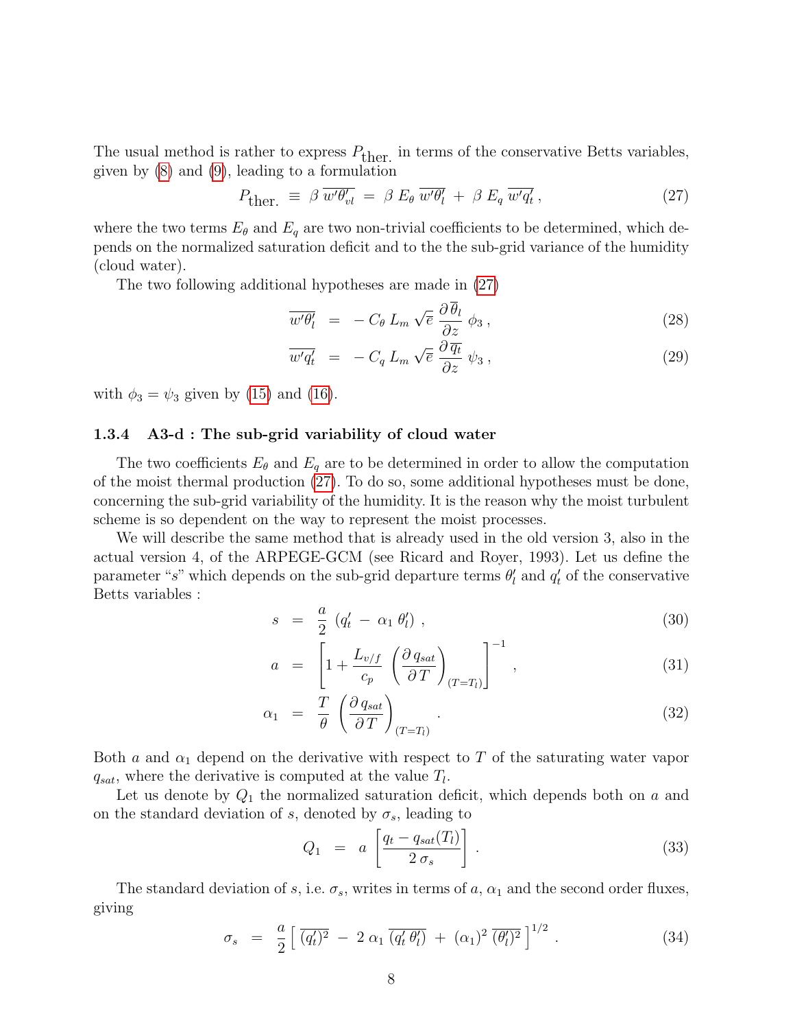The usual method is rather to express $P_{\text{ther.}}$ in terms of the conservative Betts variables, given by (8) and (9), leading to a formulation

$$P_{\text{ther.}} \;\equiv\; \beta\, \overline{w'\theta'_{vl}} \;=\; \beta\, E_\theta\, \overline{w'\theta'_l} \;+\; \beta\, E_q\, \overline{w'q'_t}\,, \tag{27}$$

where the two terms $E_\theta$ and $E_q$ are two non-trivial coefficients to be determined, which depends on the normalized saturation deficit and to the the sub-grid variance of the humidity (cloud water).

The two following additional hypotheses are made in (27)

$$\overline{w'\theta'_l} \;=\; -\, C_\theta\, L_m\, \sqrt{\overline{e}}\; \frac{\partial\, \overline{\theta}_l}{\partial z}\; \phi_3\,, \tag{28}$$

$$\overline{w'q'_t} \;=\; -\, C_q\, L_m\, \sqrt{\overline{e}}\; \frac{\partial\, \overline{q_t}}{\partial z}\; \psi_3\,, \tag{29}$$

with $\phi_3 = \psi_3$ given by (15) and (16).

### 1.3.4 A3-d : The sub-grid variability of cloud water

The two coefficients $E_\theta$ and $E_q$ are to be determined in order to allow the computation of the moist thermal production (27). To do so, some additional hypotheses must be done, concerning the sub-grid variability of the humidity. It is the reason why the moist turbulent scheme is so dependent on the way to represent the moist processes.

We will describe the same method that is already used in the old version 3, also in the actual version 4, of the ARPEGE-GCM (see Ricard and Royer, 1993). Let us define the parameter "$s$" which depends on the sub-grid departure terms $\theta'_l$ and $q'_t$ of the conservative Betts variables :

$$s \;=\; \frac{a}{2}\; \left(q'_t \;-\; \alpha_1\, \theta'_l\right)\,, \tag{30}$$

$$a \;=\; \left[ 1 + \frac{L_{v/f}}{c_p}\, \left( \frac{\partial\, q_{sat}}{\partial\, T} \right)_{(T=T_l)} \right]^{-1}\,, \tag{31}$$

$$\alpha_1 \;=\; \frac{T}{\theta}\; \left( \frac{\partial\, q_{sat}}{\partial\, T} \right)_{(T=T_l)}\,. \tag{32}$$

Both $a$ and $\alpha_1$ depend on the derivative with respect to $T$ of the saturating water vapor $q_{sat}$, where the derivative is computed at the value $T_l$.

Let us denote by $Q_1$ the normalized saturation deficit, which depends both on $a$ and on the standard deviation of $s$, denoted by $\sigma_s$, leading to

$$Q_1 \;=\; a\, \left[ \frac{q_t - q_{sat}(T_l)}{2\,\sigma_s} \right]\,. \tag{33}$$

The standard deviation of $s$, i.e. $\sigma_s$, writes in terms of $a$, $\alpha_1$ and the second order fluxes, giving

$$\sigma_s \;=\; \frac{a}{2} \left[\, \overline{(q'_t)^2} \;-\; 2\,\alpha_1\, \overline{(q'_t\,\theta'_l)} \;+\; (\alpha_1)^2\, \overline{(\theta'_l)^2}\, \right]^{1/2}\,. \tag{34}$$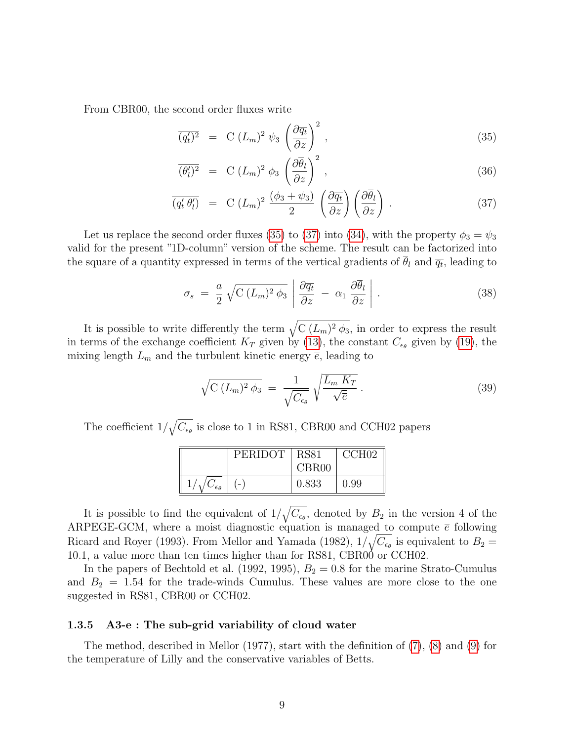From CBR00, the second order fluxes write

$$\overline{(q_t')^2} \;=\; \mathrm{C}\;(L_m)^2\;\psi_3\;\left(\frac{\partial \overline{q_t}}{\partial z}\right)^2 , \tag{35}$$

$$\overline{(\theta_l')^2} \;=\; \mathrm{C}\;(L_m)^2\;\phi_3\;\left(\frac{\partial \overline{\theta}_l}{\partial z}\right)^2 , \tag{36}$$

$$\overline{(q_t'\,\theta_l')} \;=\; \mathrm{C}\;(L_m)^2\;\frac{(\phi_3+\psi_3)}{2}\;\left(\frac{\partial \overline{q_t}}{\partial z}\right)\left(\frac{\partial \overline{\theta}_l}{\partial z}\right) . \tag{37}$$

Let us replace the second order fluxes (35) to (37) into (34), with the property $\phi_3 = \psi_3$ valid for the present "1D-column" version of the scheme. The result can be factorized into the square of a quantity expressed in terms of the vertical gradients of $\overline{\theta}_l$ and $\overline{q_t}$, leading to

$$\sigma_s \;=\; \frac{a}{2}\;\sqrt{\mathrm{C}\;(L_m)^2\;\phi_3}\;\left|\;\frac{\partial \overline{q_t}}{\partial z}\;-\;\alpha_1\;\frac{\partial \overline{\theta}_l}{\partial z}\;\right| . \tag{38}$$

It is possible to write differently the term $\sqrt{\mathrm{C}\;(L_m)^2\;\phi_3}$, in order to express the result in terms of the exchange coefficient $K_T$ given by (13), the constant $C_{\epsilon_\theta}$ given by (19), the mixing length $L_m$ and the turbulent kinetic energy $\overline{e}$, leading to

$$\sqrt{\mathrm{C}\;(L_m)^2\;\phi_3} \;=\; \frac{1}{\sqrt{C_{\epsilon_\theta}}}\;\sqrt{\frac{L_m\;K_T}{\sqrt{\overline{e}}}} . \tag{39}$$

The coefficient $1/\sqrt{C_{\epsilon_\theta}}$ is close to 1 in RS81, CBR00 and CCH02 papers

| | PERIDOT | RS81 CBR00 | CCH02 |
|---|---|---|---|
| $1/\sqrt{C_{\epsilon_\theta}}$ | (-) | 0.833 | 0.99 |

It is possible to find the equivalent of $1/\sqrt{C_{\epsilon_\theta}}$, denoted by $B_2$ in the version 4 of the ARPEGE-GCM, where a moist diagnostic equation is managed to compute $\overline{e}$ following Ricard and Royer (1993). From Mellor and Yamada (1982), $1/\sqrt{C_{\epsilon_\theta}}$ is equivalent to $B_2 = 10.1$, a value more than ten times higher than for RS81, CBR00 or CCH02.

In the papers of Bechtold et al. (1992, 1995), $B_2 = 0.8$ for the marine Strato-Cumulus and $B_2 = 1.54$ for the trade-winds Cumulus. These values are more close to the one suggested in RS81, CBR00 or CCH02.

### 1.3.5 A3-e : The sub-grid variability of cloud water

The method, described in Mellor (1977), start with the definition of (7), (8) and (9) for the temperature of Lilly and the conservative variables of Betts.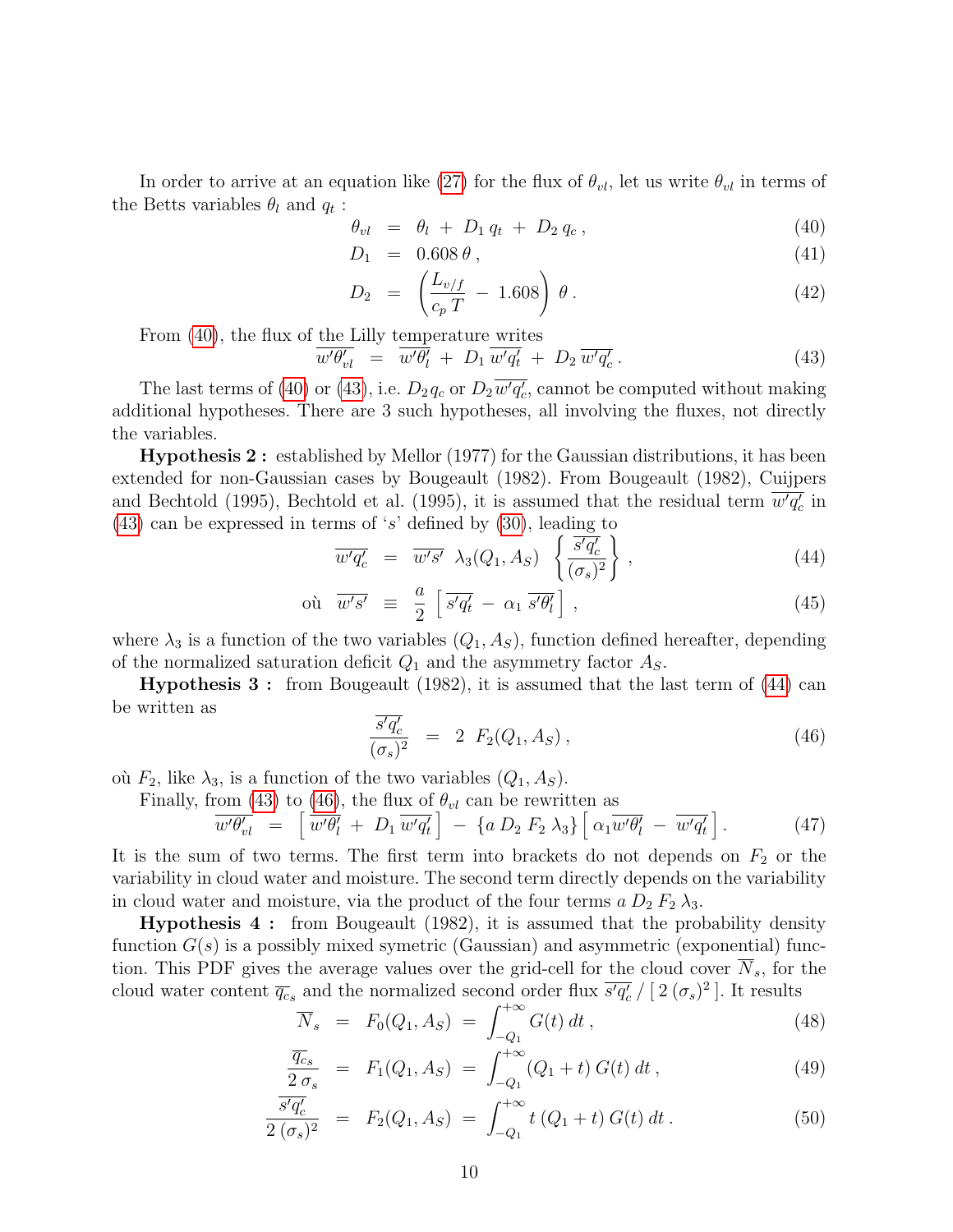In order to arrive at an equation like (27) for the flux of $\theta_{vl}$, let us write $\theta_{vl}$ in terms of the Betts variables $\theta_l$ and $q_t$ :

$$\theta_{vl} \;=\; \theta_l \;+\; D_1\, q_t \;+\; D_2\, q_c \,, \tag{40}$$

$$D_1 \;=\; 0.608\, \theta \,, \tag{41}$$

$$D_2 \;=\; \left( \frac{L_{v/f}}{c_p\, T} \;-\; 1.608 \right) \theta \,. \tag{42}$$

From (40), the flux of the Lilly temperature writes

$$\overline{w'\theta'_{vl}} \;=\; \overline{w'\theta'_l} \;+\; D_1\, \overline{w'q'_t} \;+\; D_2\, \overline{w'q'_c} \,. \tag{43}$$

The last terms of (40) or (43), i.e. $D_2\, q_c$ or $D_2\, \overline{w'q'_c}$, cannot be computed without making additional hypotheses. There are 3 such hypotheses, all involving the fluxes, not directly the variables.

**Hypothesis 2 :** established by Mellor (1977) for the Gaussian distributions, it has been extended for non-Gaussian cases by Bougeault (1982). From Bougeault (1982), Cuijpers and Bechtold (1995), Bechtold et al. (1995), it is assumed that the residual term $\overline{w'q'_c}$ in (43) can be expressed in terms of '$s$' defined by (30), leading to

$$\overline{w'q'_c} \;=\; \overline{w's'}\;\, \lambda_3(Q_1, A_S) \;\, \left\{ \frac{\overline{s'q'_c}}{(\sigma_s)^2} \right\} , \tag{44}$$

$$\text{où} \;\; \overline{w's'} \;\equiv\; \frac{a}{2} \,\left[\, \overline{s'q'_t} \;-\; \alpha_1\, \overline{s'\theta'_l} \,\right] , \tag{45}$$

where $\lambda_3$ is a function of the two variables $(Q_1, A_S)$, function defined hereafter, depending of the normalized saturation deficit $Q_1$ and the asymmetry factor $A_S$.

**Hypothesis 3 :** from Bougeault (1982), it is assumed that the last term of (44) can be written as

$$\frac{\overline{s'q'_c}}{(\sigma_s)^2} \;=\; 2\;\, F_2(Q_1, A_S) \,, \tag{46}$$

où $F_2$, like $\lambda_3$, is a function of the two variables $(Q_1, A_S)$.

Finally, from (43) to (46), the flux of $\theta_{vl}$ can be rewritten as

$$\overline{w'\theta'_{vl}} \;=\; \left[\, \overline{w'\theta'_l} \;+\; D_1\, \overline{w'q'_t} \,\right] \;-\; \{ a\, D_2\, F_2\, \lambda_3 \} \left[\, \alpha_1 \overline{w'\theta'_l} \;-\; \overline{w'q'_t} \,\right] . \tag{47}$$

It is the sum of two terms. The first term into brackets do not depends on $F_2$ or the variability in cloud water and moisture. The second term directly depends on the variability in cloud water and moisture, via the product of the four terms $a\, D_2\, F_2\, \lambda_3$.

**Hypothesis 4 :** from Bougeault (1982), it is assumed that the probability density function $G(s)$ is a possibly mixed symetric (Gaussian) and asymmetric (exponential) function. This PDF gives the average values over the grid-cell for the cloud cover $\overline{N}_s$, for the cloud water content $\overline{q_c}_s$ and the normalized second order flux $\overline{s'q'_c}\,/\,[\,2\,(\sigma_s)^2\,]$. It results

$$\overline{N}_s \;=\; F_0(Q_1, A_S) \;=\; \int_{-Q_1}^{+\infty} G(t)\, dt \,, \tag{48}$$

$$\frac{\overline{q_c}_s}{2\,\sigma_s} \;=\; F_1(Q_1, A_S) \;=\; \int_{-Q_1}^{+\infty} (Q_1 + t)\, G(t)\, dt \,, \tag{49}$$

$$\frac{\overline{s'q'_c}}{2\,(\sigma_s)^2} \;=\; F_2(Q_1, A_S) \;=\; \int_{-Q_1}^{+\infty} t\,(Q_1 + t)\, G(t)\, dt \,. \tag{50}$$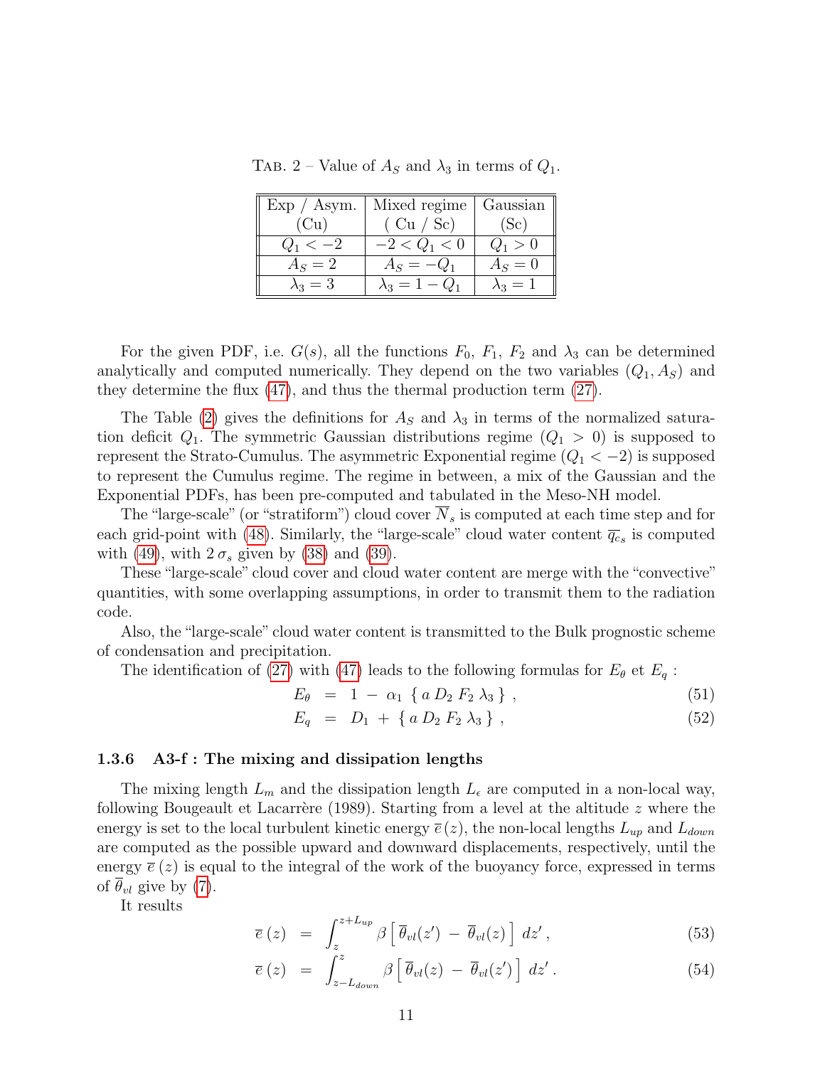TAB. 2 – Value of $A_S$ and $\lambda_3$ in terms of $Q_1$.

| Exp / Asym. (Cu) | Mixed regime ( Cu / Sc) | Gaussian (Sc) |
|---|---|---|
| $Q_1 < -2$ | $-2 < Q_1 < 0$ | $Q_1 > 0$ |
| $A_S = 2$ | $A_S = -Q_1$ | $A_S = 0$ |
| $\lambda_3 = 3$ | $\lambda_3 = 1 - Q_1$ | $\lambda_3 = 1$ |

For the given PDF, i.e. $G(s)$, all the functions $F_0$, $F_1$, $F_2$ and $\lambda_3$ can be determined analytically and computed numerically. They depend on the two variables $(Q_1, A_S)$ and they determine the flux (47), and thus the thermal production term (27).

The Table (2) gives the definitions for $A_S$ and $\lambda_3$ in terms of the normalized saturation deficit $Q_1$. The symmetric Gaussian distributions regime ($Q_1 > 0$) is supposed to represent the Strato-Cumulus. The asymmetric Exponential regime ($Q_1 < -2$) is supposed to represent the Cumulus regime. The regime in between, a mix of the Gaussian and the Exponential PDFs, has been pre-computed and tabulated in the Meso-NH model.

The "large-scale" (or "stratiform") cloud cover $\overline{N}_s$ is computed at each time step and for each grid-point with (48). Similarly, the "large-scale" cloud water content $\overline{q_c}_s$ is computed with (49), with $2\,\sigma_s$ given by (38) and (39).

These "large-scale" cloud cover and cloud water content are merge with the "convective" quantities, with some overlapping assumptions, in order to transmit them to the radiation code.

Also, the "large-scale" cloud water content is transmitted to the Bulk prognostic scheme of condensation and precipitation.

The identification of (27) with (47) leads to the following formulas for $E_\theta$ et $E_q$ :

$$E_\theta \;=\; 1 \;-\; \alpha_1 \;\{\, a\, D_2\, F_2\, \lambda_3 \,\} \;, \tag{51}$$

$$E_q \;=\; D_1 \;+\; \{\, a\, D_2\, F_2\, \lambda_3 \,\} \;, \tag{52}$$

### 1.3.6 A3-f : The mixing and dissipation lengths

The mixing length $L_m$ and the dissipation length $L_\epsilon$ are computed in a non-local way, following Bougeault et Lacarrère (1989). Starting from a level at the altitude $z$ where the energy is set to the local turbulent kinetic energy $\overline{e}\,(z)$, the non-local lengths $L_{up}$ and $L_{down}$ are computed as the possible upward and downward displacements, respectively, until the energy $\overline{e}\,(z)$ is equal to the integral of the work of the buoyancy force, expressed in terms of $\overline{\theta}_{vl}$ give by (7).

It results

$$\overline{e}\,(z) \;=\; \int_{z}^{z+L_{up}} \beta \left[\, \overline{\theta}_{vl}(z') \;-\; \overline{\theta}_{vl}(z) \,\right] \, dz' \;, \tag{53}$$

$$\overline{e}\,(z) \;=\; \int_{z-L_{down}}^{z} \beta \left[\, \overline{\theta}_{vl}(z) \;-\; \overline{\theta}_{vl}(z') \,\right] \, dz' \;. \tag{54}$$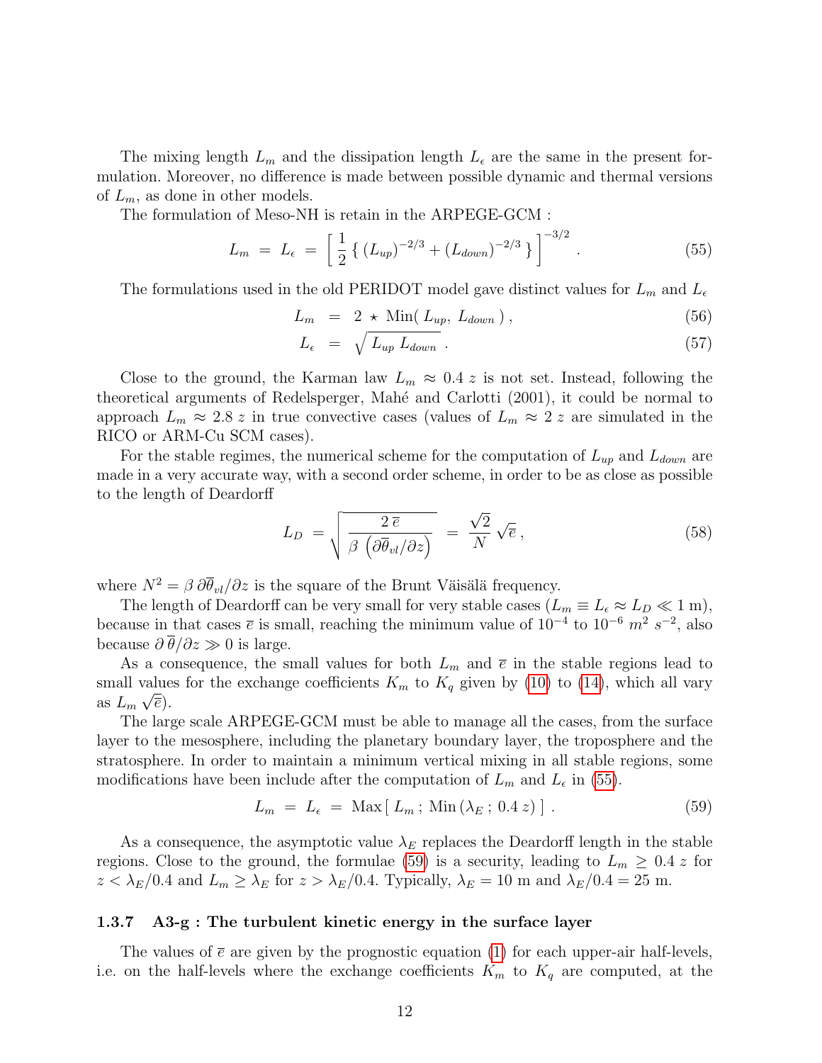The mixing length $L_m$ and the dissipation length $L_\epsilon$ are the same in the present formulation. Moreover, no difference is made between possible dynamic and thermal versions of $L_m$, as done in other models.

The formulation of Meso-NH is retain in the ARPEGE-GCM :

$$L_m \;=\; L_\epsilon \;=\; \left[\; \frac{1}{2} \left\{ \, (L_{up})^{-2/3} + (L_{down})^{-2/3} \, \right\} \;\right]^{-3/2} \; . \tag{55}$$

The formulations used in the old PERIDOT model gave distinct values for $L_m$ and $L_\epsilon$

$$L_m \;=\; 2 \,\star\, \text{Min}(\, L_{up},\, L_{down}\, )\,, \tag{56}$$

$$L_\epsilon \;=\; \sqrt{L_{up}\, L_{down}} \; . \tag{57}$$

Close to the ground, the Karman law $L_m \approx 0.4\; z$ is not set. Instead, following the theoretical arguments of Redelsperger, Mahé and Carlotti (2001), it could be normal to approach $L_m \approx 2.8\; z$ in true convective cases (values of $L_m \approx 2\; z$ are simulated in the RICO or ARM-Cu SCM cases).

For the stable regimes, the numerical scheme for the computation of $L_{up}$ and $L_{down}$ are made in a very accurate way, with a second order scheme, in order to be as close as possible to the length of Deardorff

$$L_D \;=\; \sqrt{\frac{2\,\overline{e}}{\beta\,\left(\partial\overline{\theta}_{vl}/\partial z\right)}} \;=\; \frac{\sqrt{2}}{N}\,\sqrt{\overline{e}}\,, \tag{58}$$

where $N^2 = \beta\,\partial\overline{\theta}_{vl}/\partial z$ is the square of the Brunt Väisälä frequency.

The length of Deardorff can be very small for very stable cases ($L_m \equiv L_\epsilon \approx L_D \ll 1$ m), because in that cases $\overline{e}$ is small, reaching the minimum value of $10^{-4}$ to $10^{-6}$ $m^2\;s^{-2}$, also because $\partial\,\overline{\theta}/\partial z \gg 0$ is large.

As a consequence, the small values for both $L_m$ and $\overline{e}$ in the stable regions lead to small values for the exchange coefficients $K_m$ to $K_q$ given by (10) to (14), which all vary as $L_m\,\sqrt{\overline{e}}$).

The large scale ARPEGE-GCM must be able to manage all the cases, from the surface layer to the mesosphere, including the planetary boundary layer, the troposphere and the stratosphere. In order to maintain a minimum vertical mixing in all stable regions, some modifications have been include after the computation of $L_m$ and $L_\epsilon$ in (55).

$$L_m \;=\; L_\epsilon \;=\; \text{Max}\left[\, L_m\,;\; \text{Min}\,(\lambda_E\,;\; 0.4\, z)\,\right] \; . \tag{59}$$

As a consequence, the asymptotic value $\lambda_E$ replaces the Deardorff length in the stable regions. Close to the ground, the formulae (59) is a security, leading to $L_m \geq 0.4\;z$ for $z < \lambda_E/0.4$ and $L_m \geq \lambda_E$ for $z > \lambda_E/0.4$. Typically, $\lambda_E = 10$ m and $\lambda_E/0.4 = 25$ m.

### 1.3.7 A3-g : The turbulent kinetic energy in the surface layer

The values of $\overline{e}$ are given by the prognostic equation (1) for each upper-air half-levels, i.e. on the half-levels where the exchange coefficients $K_m$ to $K_q$ are computed, at the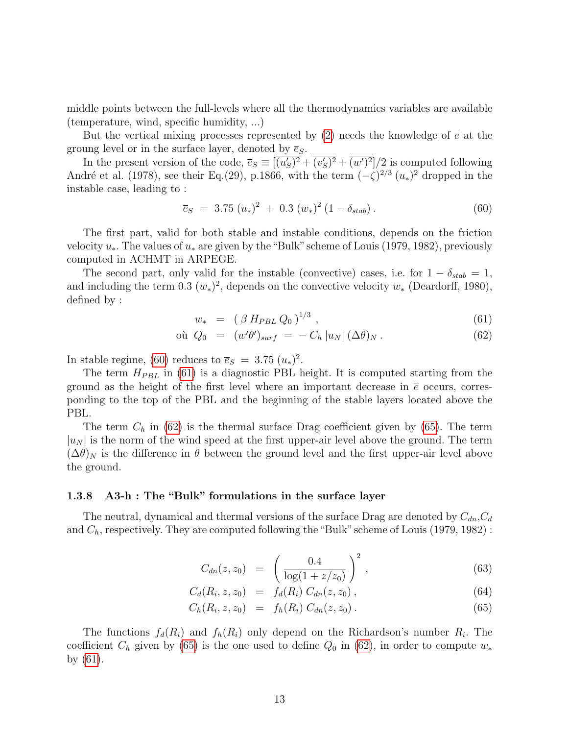middle points between the full-levels where all the thermodynamics variables are available (temperature, wind, specific humidity, ...)

But the vertical mixing processes represented by (2) needs the knowledge of $\overline{e}$ at the groung level or in the surface layer, denoted by $\overline{e}_S$.

In the present version of the code, $\overline{e}_S \equiv [\overline{(u'_S)^2} + \overline{(v'_S)^2} + \overline{(w')^2}]/2$ is computed following André et al. (1978), see their Eq.(29), p.1866, with the term $(-\zeta)^{2/3}\,(u_*)^2$ dropped in the instable case, leading to :

$$\overline{e}_S \;=\; 3.75\;(u_*)^2 \;+\; 0.3\;(w_*)^2\;(1-\delta_{stab})\,. \tag{60}$$

The first part, valid for both stable and instable conditions, depends on the friction velocity $u_*$. The values of $u_*$ are given by the "Bulk" scheme of Louis (1979, 1982), previously computed in ACHMT in ARPEGE.

The second part, only valid for the instable (convective) cases, i.e. for $1-\delta_{stab}=1$, and including the term $0.3\;(w_*)^2$, depends on the convective velocity $w_*$ (Deardorff, 1980), defined by :

$$w_* \;=\; (\;\beta\,H_{PBL}\,Q_0\;)^{1/3}\;, \tag{61}$$

$$\text{où}\;\; Q_0 \;=\; (\overline{w'\theta'})_{surf} \;=\; -\,C_h\,|u_N|\,(\Delta\theta)_N\,. \tag{62}$$

In stable regime, (60) reduces to $\overline{e}_S \;=\; 3.75\;(u_*)^2$.

The term $H_{PBL}$ in (61) is a diagnostic PBL height. It is computed starting from the ground as the height of the first level where an important decrease in $\overline{e}$ occurs, corresponding to the top of the PBL and the beginning of the stable layers located above the PBL.

The term $C_h$ in (62) is the thermal surface Drag coefficient given by (65). The term $|u_N|$ is the norm of the wind speed at the first upper-air level above the ground. The term $(\Delta\theta)_N$ is the difference in $\theta$ between the ground level and the first upper-air level above the ground.

### 1.3.8 A3-h : The "Bulk" formulations in the surface layer

The neutral, dynamical and thermal versions of the surface Drag are denoted by $C_{dn}$,$C_d$ and $C_h$, respectively. They are computed following the "Bulk" scheme of Louis (1979, 1982) :

$$C_{dn}(z,z_0) \;=\; \left(\frac{0.4}{\log(1+z/z_0)}\right)^2\,, \tag{63}$$

$$C_d(R_i,z,z_0) \;=\; f_d(R_i)\;C_{dn}(z,z_0)\,, \tag{64}$$

$$C_h(R_i,z,z_0) \;=\; f_h(R_i)\;C_{dn}(z,z_0)\,. \tag{65}$$

The functions $f_d(R_i)$ and $f_h(R_i)$ only depend on the Richardson's number $R_i$. The coefficient $C_h$ given by (65) is the one used to define $Q_0$ in (62), in order to compute $w_*$ by (61).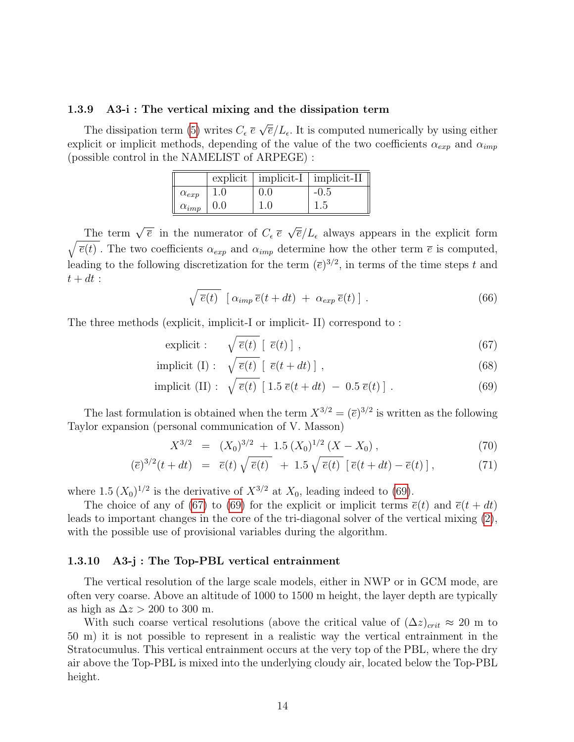### 1.3.9 A3-i : The vertical mixing and the dissipation term

The dissipation term (5) writes $C_\epsilon \, \overline{e} \, \sqrt{\overline{e}}/L_\epsilon$. It is computed numerically by using either explicit or implicit methods, depending of the value of the two coefficients $\alpha_{exp}$ and $\alpha_{imp}$ (possible control in the NAMELIST of ARPEGE) :

| | explicit | implicit-I | implicit-II |
|---|---|---|---|
| $\alpha_{exp}$ | 1.0 | 0.0 | -0.5 |
| $\alpha_{imp}$ | 0.0 | 1.0 | 1.5 |

The term $\sqrt{\overline{e}}$ in the numerator of $C_\epsilon \, \overline{e} \, \sqrt{\overline{e}}/L_\epsilon$ always appears in the explicit form $\sqrt{\overline{e}(t)}$ . The two coefficients $\alpha_{exp}$ and $\alpha_{imp}$ determine how the other term $\overline{e}$ is computed, leading to the following discretization for the term $(\overline{e})^{3/2}$, in terms of the time steps $t$ and $t + dt$ :

$$\sqrt{\overline{e}(t)} \;\; [\, \alpha_{imp} \, \overline{e}(t+dt) \; + \; \alpha_{exp} \, \overline{e}(t) \,] \; . \tag{66}$$

The three methods (explicit, implicit-I or implicit- II) correspond to :

$$\text{explicit :} \quad \sqrt{\overline{e}(t)} \; [\; \overline{e}(t) \,] \; , \tag{67}$$

$$\text{implicit (I) :} \quad \sqrt{\overline{e}(t)} \; [\; \overline{e}(t+dt) \,] \; , \tag{68}$$

$$\text{implicit (II) :} \quad \sqrt{\overline{e}(t)} \; [\, 1.5 \, \overline{e}(t+dt) \; - \; 0.5 \, \overline{e}(t) \,] \; . \tag{69}$$

The last formulation is obtained when the term $X^{3/2} = (\overline{e})^{3/2}$ is written as the following Taylor expansion (personal communication of V. Masson)

$$X^{3/2} \;\; = \;\; (X_0)^{3/2} \; + \; 1.5 \, (X_0)^{1/2} \, (X - X_0) \, , \tag{70}$$

$$(\overline{e})^{3/2}(t+dt) \;\; = \;\; \overline{e}(t) \, \sqrt{\overline{e}(t)} \;\; + \; 1.5 \, \sqrt{\overline{e}(t)} \; [\, \overline{e}(t+dt) - \overline{e}(t) \,] \, , \tag{71}$$

where $1.5 \, (X_0)^{1/2}$ is the derivative of $X^{3/2}$ at $X_0$, leading indeed to (69).

The choice of any of (67) to (69) for the explicit or implicit terms $\overline{e}(t)$ and $\overline{e}(t + dt)$ leads to important changes in the core of the tri-diagonal solver of the vertical mixing (2), with the possible use of provisional variables during the algorithm.

### 1.3.10 A3-j : The Top-PBL vertical entrainment

The vertical resolution of the large scale models, either in NWP or in GCM mode, are often very coarse. Above an altitude of 1000 to 1500 m height, the layer depth are typically as high as $\Delta z > 200$ to 300 m.

With such coarse vertical resolutions (above the critical value of $(\Delta z)_{crit} \approx 20$ m to 50 m) it is not possible to represent in a realistic way the vertical entrainment in the Stratocumulus. This vertical entrainment occurs at the very top of the PBL, where the dry air above the Top-PBL is mixed into the underlying cloudy air, located below the Top-PBL height.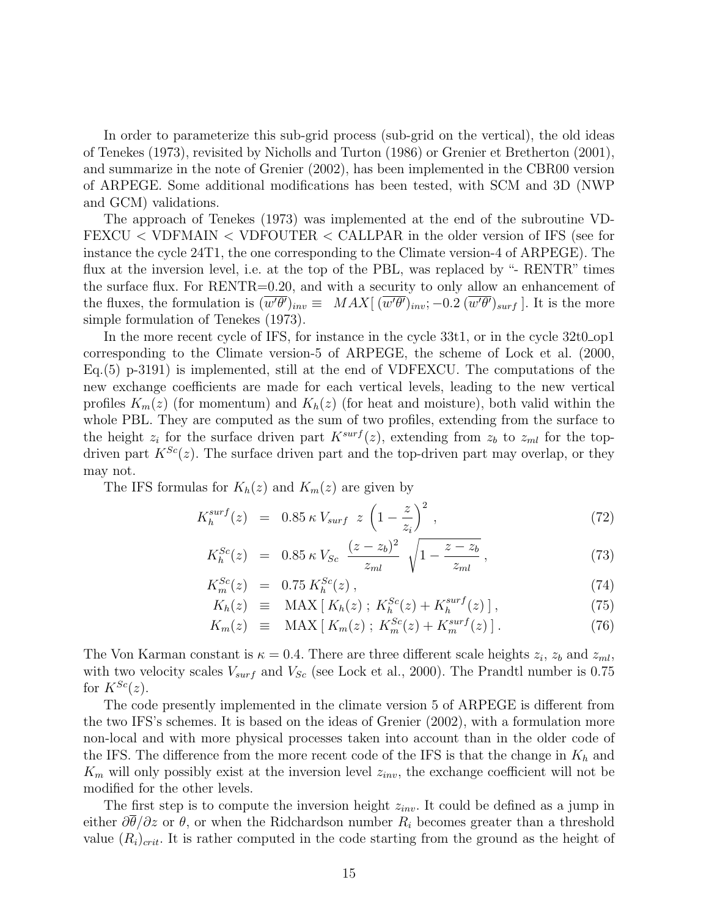In order to parameterize this sub-grid process (sub-grid on the vertical), the old ideas of Tenekes (1973), revisited by Nicholls and Turton (1986) or Grenier et Bretherton (2001), and summarize in the note of Grenier (2002), has been implemented in the CBR00 version of ARPEGE. Some additional modifications has been tested, with SCM and 3D (NWP and GCM) validations.

The approach of Tenekes (1973) was implemented at the end of the subroutine VDFEXCU < VDFMAIN < VDFOUTER < CALLPAR in the older version of IFS (see for instance the cycle 24T1, the one corresponding to the Climate version-4 of ARPEGE). The flux at the inversion level, i.e. at the top of the PBL, was replaced by "- RENTR" times the surface flux. For RENTR=0.20, and with a security to only allow an enhancement of the fluxes, the formulation is $(\overline{w'\theta'})_{inv} \equiv \; MAX[\, (\overline{w'\theta'})_{inv}; -0.2\, (\overline{w'\theta'})_{surf}\,]$. It is the more simple formulation of Tenekes (1973).

In the more recent cycle of IFS, for instance in the cycle 33t1, or in the cycle 32t0_op1 corresponding to the Climate version-5 of ARPEGE, the scheme of Lock et al. (2000, Eq.(5) p-3191) is implemented, still at the end of VDFEXCU. The computations of the new exchange coefficients are made for each vertical levels, leading to the new vertical profiles $K_m(z)$ (for momentum) and $K_h(z)$ (for heat and moisture), both valid within the whole PBL. They are computed as the sum of two profiles, extending from the surface to the height $z_i$ for the surface driven part $K^{surf}(z)$, extending from $z_b$ to $z_{ml}$ for the top-driven part $K^{Sc}(z)$. The surface driven part and the top-driven part may overlap, or they may not.

The IFS formulas for $K_h(z)$ and $K_m(z)$ are given by

$$K_h^{surf}(z) \;=\; 0.85\,\kappa\,V_{surf}\;\; z\,\left(1-\frac{z}{z_i}\right)^2 , \tag{72}$$

$$K_h^{Sc}(z) \;=\; 0.85\,\kappa\,V_{Sc}\;\; \frac{(z-z_b)^2}{z_{ml}}\;\sqrt{1-\frac{z-z_b}{z_{ml}}} , \tag{73}$$

$$K_m^{Sc}(z) \;=\; 0.75\,K_h^{Sc}(z) , \tag{74}$$

$$K_h(z) \;\equiv\; \mathrm{MAX}\,[\,K_h(z)\;;\;K_h^{Sc}(z)+K_h^{surf}(z)\,] , \tag{75}$$

$$K_m(z) \;\equiv\; \mathrm{MAX}\,[\,K_m(z)\;;\;K_m^{Sc}(z)+K_m^{surf}(z)\,] . \tag{76}$$

The Von Karman constant is $\kappa = 0.4$. There are three different scale heights $z_i$, $z_b$ and $z_{ml}$, with two velocity scales $V_{surf}$ and $V_{Sc}$ (see Lock et al., 2000). The Prandtl number is 0.75 for $K^{Sc}(z)$.

The code presently implemented in the climate version 5 of ARPEGE is different from the two IFS's schemes. It is based on the ideas of Grenier (2002), with a formulation more non-local and with more physical processes taken into account than in the older code of the IFS. The difference from the more recent code of the IFS is that the change in $K_h$ and $K_m$ will only possibly exist at the inversion level $z_{inv}$, the exchange coefficient will not be modified for the other levels.

The first step is to compute the inversion height $z_{inv}$. It could be defined as a jump in either $\partial\overline{\theta}/\partial z$ or $\theta$, or when the Ridchardson number $R_i$ becomes greater than a threshold value $(R_i)_{crit}$. It is rather computed in the code starting from the ground as the height of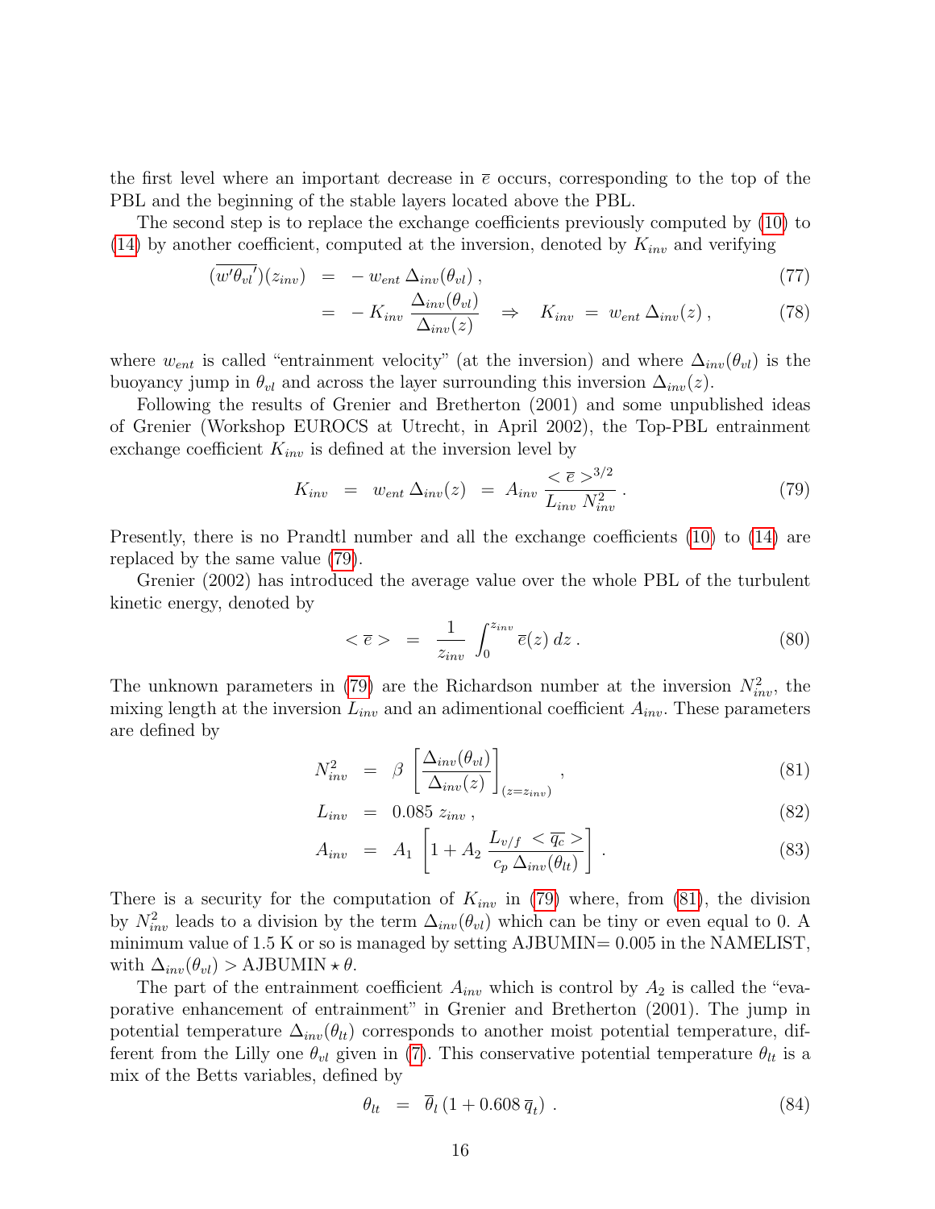the first level where an important decrease in $\overline{e}$ occurs, corresponding to the top of the PBL and the beginning of the stable layers located above the PBL.

The second step is to replace the exchange coefficients previously computed by (10) to (14) by another coefficient, computed at the inversion, denoted by $K_{inv}$ and verifying

$$
\begin{aligned}
(\overline{w'\theta_{vl}'})(z_{inv}) &= -\, w_{ent}\, \Delta_{inv}(\theta_{vl})\,, && (77)\\
&= -\, K_{inv}\, \frac{\Delta_{inv}(\theta_{vl})}{\Delta_{inv}(z)} \quad \Rightarrow \quad K_{inv} \;=\; w_{ent}\, \Delta_{inv}(z)\,, && (78)
\end{aligned}
$$

where $w_{ent}$ is called "entrainment velocity" (at the inversion) and where $\Delta_{inv}(\theta_{vl})$ is the buoyancy jump in $\theta_{vl}$ and across the layer surrounding this inversion $\Delta_{inv}(z)$.

Following the results of Grenier and Bretherton (2001) and some unpublished ideas of Grenier (Workshop EUROCS at Utrecht, in April 2002), the Top-PBL entrainment exchange coefficient $K_{inv}$ is defined at the inversion level by

$$
K_{inv} \;=\; w_{ent}\, \Delta_{inv}(z) \;=\; A_{inv}\, \frac{<\overline{e}>^{3/2}}{L_{inv}\; N^2_{inv}}\,. \qquad (79)
$$

Presently, there is no Prandtl number and all the exchange coefficients (10) to (14) are replaced by the same value (79).

Grenier (2002) has introduced the average value over the whole PBL of the turbulent kinetic energy, denoted by

$$
<\overline{e}> \;=\; \frac{1}{z_{inv}} \int_0^{z_{inv}} \overline{e}(z)\, dz\,. \qquad (80)
$$

The unknown parameters in (79) are the Richardson number at the inversion $N^2_{inv}$, the mixing length at the inversion $L_{inv}$ and an adimentional coefficient $A_{inv}$. These parameters are defined by

$$
\begin{aligned}
N^2_{inv} &= \beta \left[ \frac{\Delta_{inv}(\theta_{vl})}{\Delta_{inv}(z)} \right]_{(z=z_{inv})}, && (81)\\
L_{inv} &= 0.085\; z_{inv}\,, && (82)\\
A_{inv} &= A_1 \left[ 1 + A_2\, \frac{L_{v/f}\;<\overline{q_c}>}{c_p\, \Delta_{inv}(\theta_{lt})} \right]. && (83)
\end{aligned}
$$

There is a security for the computation of $K_{inv}$ in (79) where, from (81), the division by $N^2_{inv}$ leads to a division by the term $\Delta_{inv}(\theta_{vl})$ which can be tiny or even equal to 0. A minimum value of 1.5 K or so is managed by setting AJBUMIN= 0.005 in the NAMELIST, with $\Delta_{inv}(\theta_{vl}) > \text{AJBUMIN} \star \theta$.

The part of the entrainment coefficient $A_{inv}$ which is control by $A_2$ is called the "evaporative enhancement of entrainment" in Grenier and Bretherton (2001). The jump in potential temperature $\Delta_{inv}(\theta_{lt})$ corresponds to another moist potential temperature, different from the Lilly one $\theta_{vl}$ given in (7). This conservative potential temperature $\theta_{lt}$ is a mix of the Betts variables, defined by

$$
\theta_{lt} \;=\; \overline{\theta}_l\, (1 + 0.608\, \overline{q}_t)\;. \qquad (84)
$$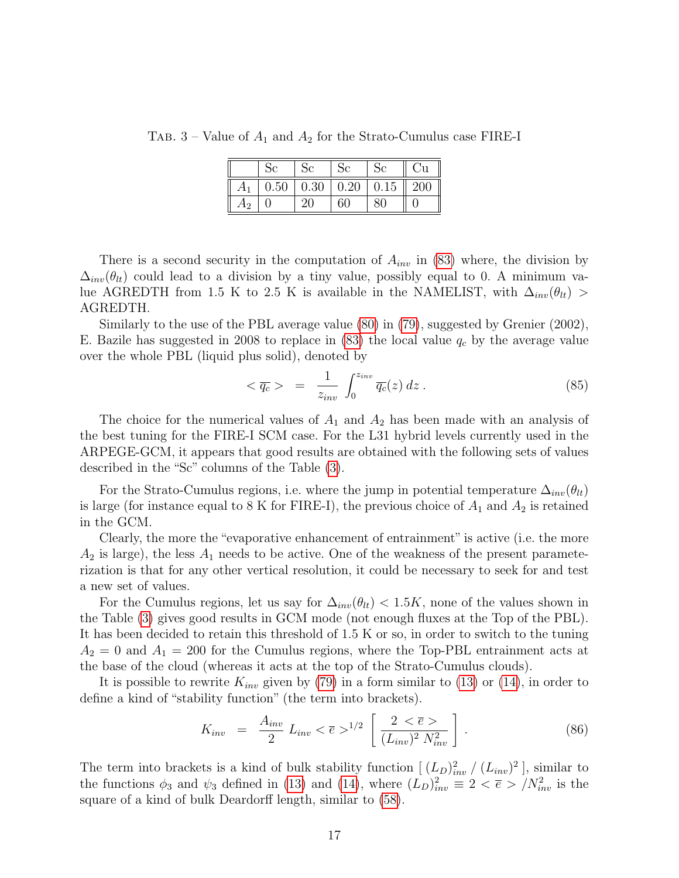TAB. 3 – Value of $A_1$ and $A_2$ for the Strato-Cumulus case FIRE-I

| | Sc | Sc | Sc | Sc | Cu |
|---|---|---|---|---|---|
| $A_1$ | 0.50 | 0.30 | 0.20 | 0.15 | 200 |
| $A_2$ | 0 | 20 | 60 | 80 | 0 |

There is a second security in the computation of $A_{inv}$ in (83) where, the division by $\Delta_{inv}(\theta_{lt})$ could lead to a division by a tiny value, possibly equal to 0. A minimum value AGREDTH from 1.5 K to 2.5 K is available in the NAMELIST, with $\Delta_{inv}(\theta_{lt}) >$ AGREDTH.

Similarly to the use of the PBL average value (80) in (79), suggested by Grenier (2002), E. Bazile has suggested in 2008 to replace in (83) the local value $q_c$ by the average value over the whole PBL (liquid plus solid), denoted by

$$< \overline{q_c} > \; = \; \frac{1}{z_{inv}} \int_0^{z_{inv}} \overline{q_c}(z) \, dz \, . \tag{85}$$

The choice for the numerical values of $A_1$ and $A_2$ has been made with an analysis of the best tuning for the FIRE-I SCM case. For the L31 hybrid levels currently used in the ARPEGE-GCM, it appears that good results are obtained with the following sets of values described in the "Sc" columns of the Table (3).

For the Strato-Cumulus regions, i.e. where the jump in potential temperature $\Delta_{inv}(\theta_{lt})$ is large (for instance equal to 8 K for FIRE-I), the previous choice of $A_1$ and $A_2$ is retained in the GCM.

Clearly, the more the "evaporative enhancement of entrainment" is active (i.e. the more $A_2$ is large), the less $A_1$ needs to be active. One of the weakness of the present parameterization is that for any other vertical resolution, it could be necessary to seek for and test a new set of values.

For the Cumulus regions, let us say for $\Delta_{inv}(\theta_{lt}) < 1.5K$, none of the values shown in the Table (3) gives good results in GCM mode (not enough fluxes at the Top of the PBL). It has been decided to retain this threshold of 1.5 K or so, in order to switch to the tuning $A_2 = 0$ and $A_1 = 200$ for the Cumulus regions, where the Top-PBL entrainment acts at the base of the cloud (whereas it acts at the top of the Strato-Cumulus clouds).

It is possible to rewrite $K_{inv}$ given by (79) in a form similar to (13) or (14), in order to define a kind of "stability function" (the term into brackets).

$$K_{inv} \;\; = \;\; \frac{A_{inv}}{2} \; L_{inv} < \overline{e} >^{1/2} \left[ \; \frac{2 \; < \overline{e} >}{(L_{inv})^2 \; N^2_{inv}} \; \right] . \tag{86}$$

The term into brackets is a kind of bulk stability function $[ \; (L_D)^2_{inv} \; / \; (L_{inv})^2 \; ]$, similar to the functions $\phi_3$ and $\psi_3$ defined in (13) and (14), where $(L_D)^2_{inv} \equiv 2 < \overline{e} > / N^2_{inv}$ is the square of a kind of bulk Deardorff length, similar to (58).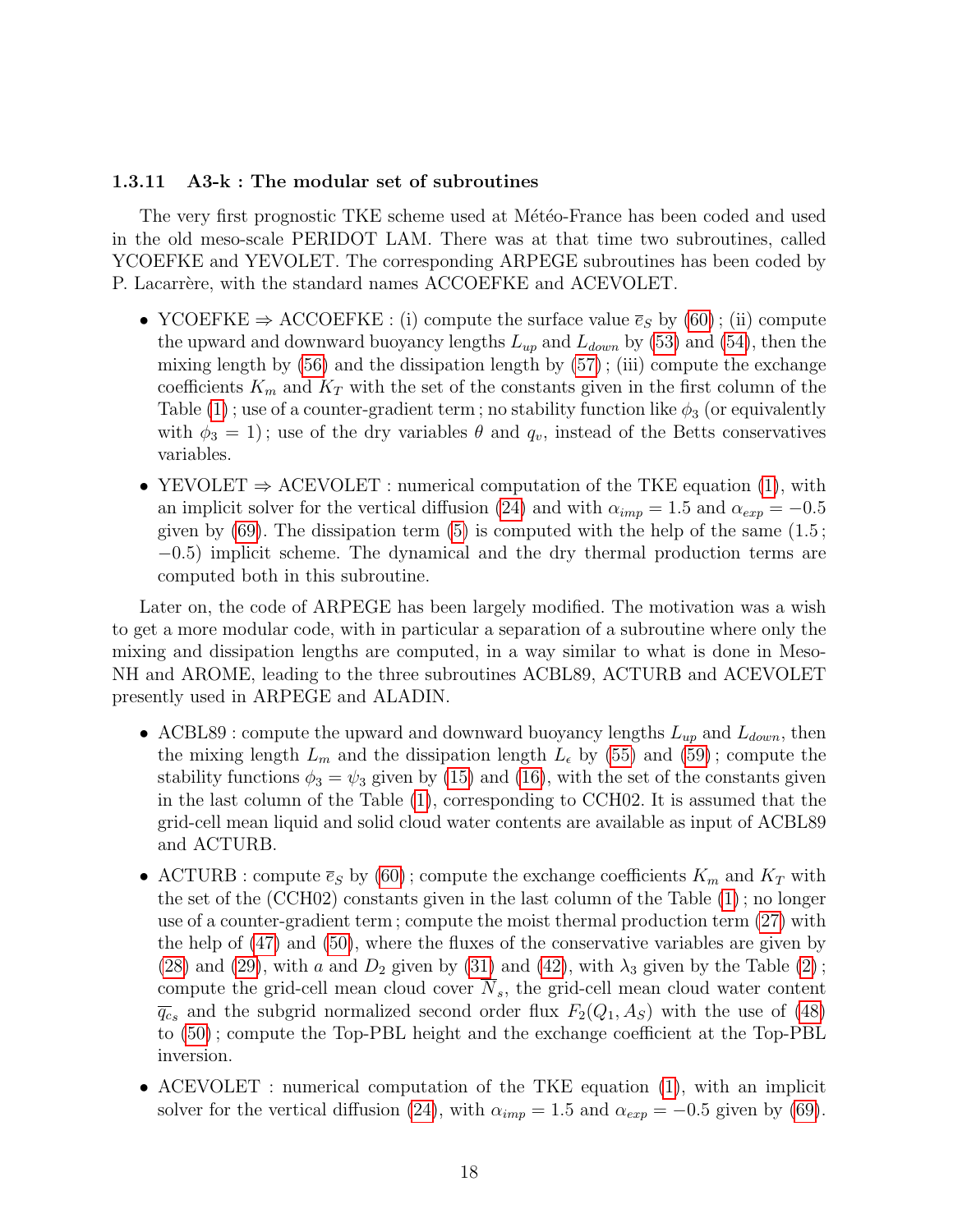### 1.3.11 A3-k : The modular set of subroutines

The very first prognostic TKE scheme used at Météo-France has been coded and used in the old meso-scale PERIDOT LAM. There was at that time two subroutines, called YCOEFKE and YEVOLET. The corresponding ARPEGE subroutines has been coded by P. Lacarrère, with the standard names ACCOEFKE and ACEVOLET.

- YCOEFKE ⇒ ACCOEFKE : (i) compute the surface value $\overline{e}_S$ by (60) ; (ii) compute the upward and downward buoyancy lengths $L_{up}$ and $L_{down}$ by (53) and (54), then the mixing length by (56) and the dissipation length by (57) ; (iii) compute the exchange coefficients $K_m$ and $K_T$ with the set of the constants given in the first column of the Table (1) ; use of a counter-gradient term ; no stability function like $\phi_3$ (or equivalently with $\phi_3 = 1$) ; use of the dry variables $\theta$ and $q_v$, instead of the Betts conservatives variables.
- YEVOLET ⇒ ACEVOLET : numerical computation of the TKE equation (1), with an implicit solver for the vertical diffusion (24) and with $\alpha_{imp} = 1.5$ and $\alpha_{exp} = -0.5$ given by (69). The dissipation term (5) is computed with the help of the same (1.5 ; $-0.5$) implicit scheme. The dynamical and the dry thermal production terms are computed both in this subroutine.

Later on, the code of ARPEGE has been largely modified. The motivation was a wish to get a more modular code, with in particular a separation of a subroutine where only the mixing and dissipation lengths are computed, in a way similar to what is done in Meso-NH and AROME, leading to the three subroutines ACBL89, ACTURB and ACEVOLET presently used in ARPEGE and ALADIN.

- ACBL89 : compute the upward and downward buoyancy lengths $L_{up}$ and $L_{down}$, then the mixing length $L_m$ and the dissipation length $L_\epsilon$ by (55) and (59) ; compute the stability functions $\phi_3 = \psi_3$ given by (15) and (16), with the set of the constants given in the last column of the Table (1), corresponding to CCH02. It is assumed that the grid-cell mean liquid and solid cloud water contents are available as input of ACBL89 and ACTURB.
- ACTURB : compute $\overline{e}_S$ by (60) ; compute the exchange coefficients $K_m$ and $K_T$ with the set of the (CCH02) constants given in the last column of the Table (1) ; no longer use of a counter-gradient term ; compute the moist thermal production term (27) with the help of (47) and (50), where the fluxes of the conservative variables are given by (28) and (29), with $a$ and $D_2$ given by (31) and (42), with $\lambda_3$ given by the Table (2) ; compute the grid-cell mean cloud cover $\overline{N}_s$, the grid-cell mean cloud water content $\overline{q_c}_s$ and the subgrid normalized second order flux $F_2(Q_1, A_S)$ with the use of (48) to (50) ; compute the Top-PBL height and the exchange coefficient at the Top-PBL inversion.
- ACEVOLET : numerical computation of the TKE equation (1), with an implicit solver for the vertical diffusion (24), with $\alpha_{imp} = 1.5$ and $\alpha_{exp} = -0.5$ given by (69).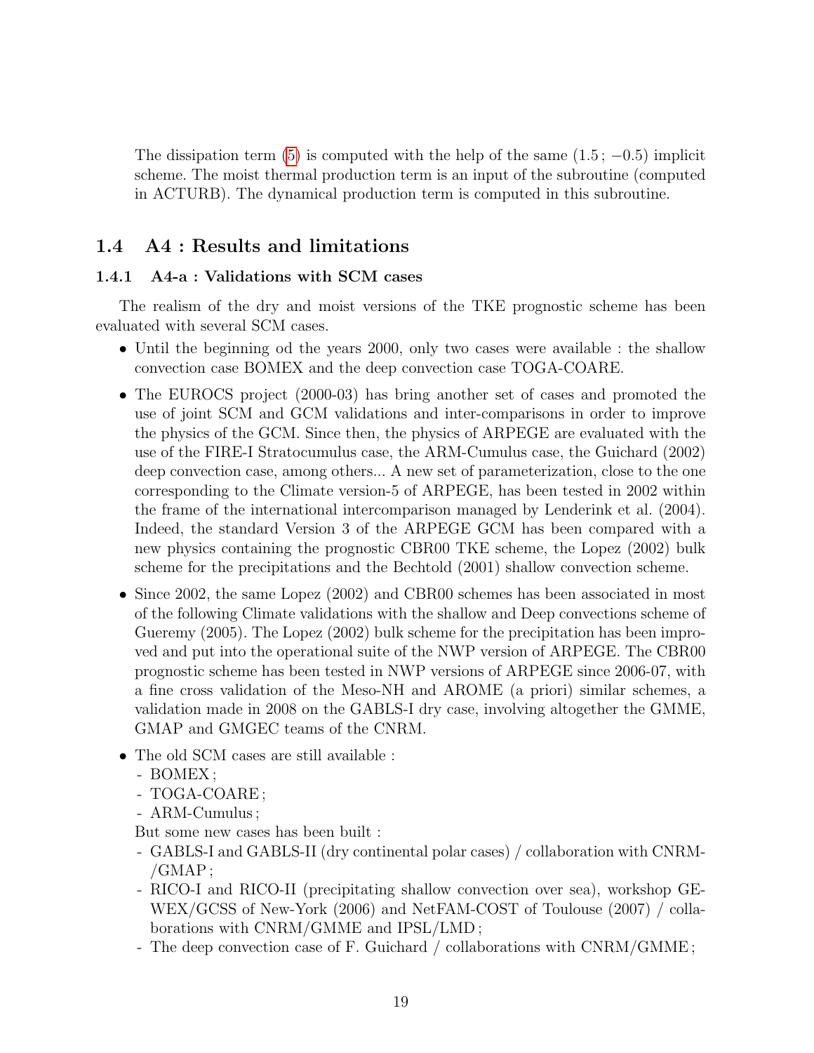The dissipation term (5) is computed with the help of the same (1.5 ; −0.5) implicit scheme. The moist thermal production term is an input of the subroutine (computed in ACTURB). The dynamical production term is computed in this subroutine.

## 1.4 A4 : Results and limitations

### 1.4.1 A4-a : Validations with SCM cases

The realism of the dry and moist versions of the TKE prognostic scheme has been evaluated with several SCM cases.

- Until the beginning od the years 2000, only two cases were available : the shallow convection case BOMEX and the deep convection case TOGA-COARE.
- The EUROCS project (2000-03) has bring another set of cases and promoted the use of joint SCM and GCM validations and inter-comparisons in order to improve the physics of the GCM. Since then, the physics of ARPEGE are evaluated with the use of the FIRE-I Stratocumulus case, the ARM-Cumulus case, the Guichard (2002) deep convection case, among others... A new set of parameterization, close to the one corresponding to the Climate version-5 of ARPEGE, has been tested in 2002 within the frame of the international intercomparison managed by Lenderink et al. (2004). Indeed, the standard Version 3 of the ARPEGE GCM has been compared with a new physics containing the prognostic CBR00 TKE scheme, the Lopez (2002) bulk scheme for the precipitations and the Bechtold (2001) shallow convection scheme.
- Since 2002, the same Lopez (2002) and CBR00 schemes has been associated in most of the following Climate validations with the shallow and Deep convections scheme of Gueremy (2005). The Lopez (2002) bulk scheme for the precipitation has been improved and put into the operational suite of the NWP version of ARPEGE. The CBR00 prognostic scheme has been tested in NWP versions of ARPEGE since 2006-07, with a fine cross validation of the Meso-NH and AROME (a priori) similar schemes, a validation made in 2008 on the GABLS-I dry case, involving altogether the GMME, GMAP and GMGEC teams of the CNRM.
- The old SCM cases are still available :
  - BOMEX ;
  - TOGA-COARE ;
  - ARM-Cumulus ;

  But some new cases has been built :
  - GABLS-I and GABLS-II (dry continental polar cases) / collaboration with CNRM-/GMAP ;
  - RICO-I and RICO-II (precipitating shallow convection over sea), workshop GEWEX/GCSS of New-York (2006) and NetFAM-COST of Toulouse (2007) / collaborations with CNRM/GMME and IPSL/LMD ;
  - The deep convection case of F. Guichard / collaborations with CNRM/GMME ;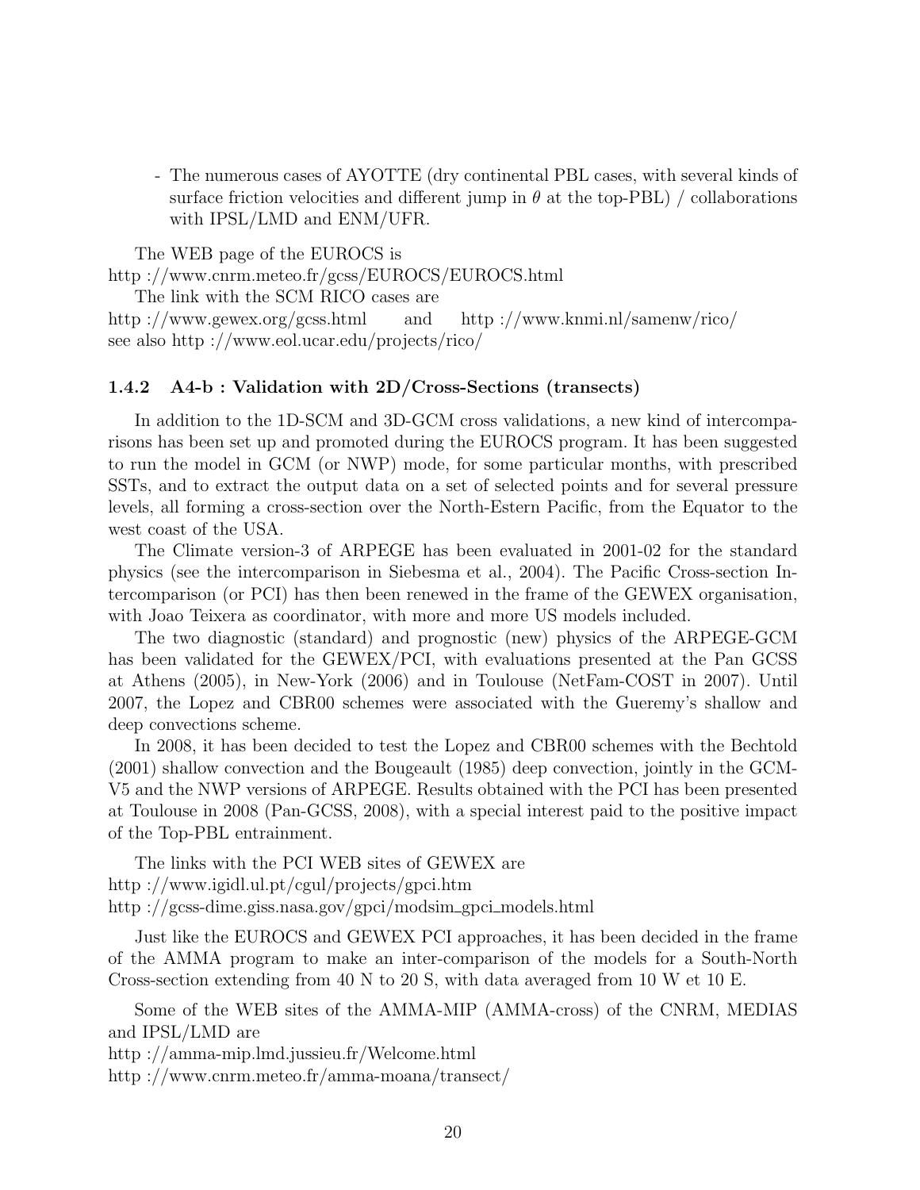- The numerous cases of AYOTTE (dry continental PBL cases, with several kinds of surface friction velocities and different jump in $\theta$ at the top-PBL) / collaborations with IPSL/LMD and ENM/UFR.

The WEB page of the EUROCS is
http ://www.cnrm.meteo.fr/gcss/EUROCS/EUROCS.html

The link with the SCM RICO cases are
http ://www.gewex.org/gcss.html and http ://www.knmi.nl/samenw/rico/
see also http ://www.eol.ucar.edu/projects/rico/

### 1.4.2 A4-b : Validation with 2D/Cross-Sections (transects)

In addition to the 1D-SCM and 3D-GCM cross validations, a new kind of intercomparisons has been set up and promoted during the EUROCS program. It has been suggested to run the model in GCM (or NWP) mode, for some particular months, with prescribed SSTs, and to extract the output data on a set of selected points and for several pressure levels, all forming a cross-section over the North-Estern Pacific, from the Equator to the west coast of the USA.

The Climate version-3 of ARPEGE has been evaluated in 2001-02 for the standard physics (see the intercomparison in Siebesma et al., 2004). The Pacific Cross-section Intercomparison (or PCI) has then been renewed in the frame of the GEWEX organisation, with Joao Teixera as coordinator, with more and more US models included.

The two diagnostic (standard) and prognostic (new) physics of the ARPEGE-GCM has been validated for the GEWEX/PCI, with evaluations presented at the Pan GCSS at Athens (2005), in New-York (2006) and in Toulouse (NetFam-COST in 2007). Until 2007, the Lopez and CBR00 schemes were associated with the Gueremy's shallow and deep convections scheme.

In 2008, it has been decided to test the Lopez and CBR00 schemes with the Bechtold (2001) shallow convection and the Bougeault (1985) deep convection, jointly in the GCM-V5 and the NWP versions of ARPEGE. Results obtained with the PCI has been presented at Toulouse in 2008 (Pan-GCSS, 2008), with a special interest paid to the positive impact of the Top-PBL entrainment.

The links with the PCI WEB sites of GEWEX are
http ://www.igidl.ul.pt/cgul/projects/gpci.htm
http ://gcss-dime.giss.nasa.gov/gpci/modsim_gpci_models.html

Just like the EUROCS and GEWEX PCI approaches, it has been decided in the frame of the AMMA program to make an inter-comparison of the models for a South-North Cross-section extending from 40 N to 20 S, with data averaged from 10 W et 10 E.

Some of the WEB sites of the AMMA-MIP (AMMA-cross) of the CNRM, MEDIAS and IPSL/LMD are
http ://amma-mip.lmd.jussieu.fr/Welcome.html
http ://www.cnrm.meteo.fr/amma-moana/transect/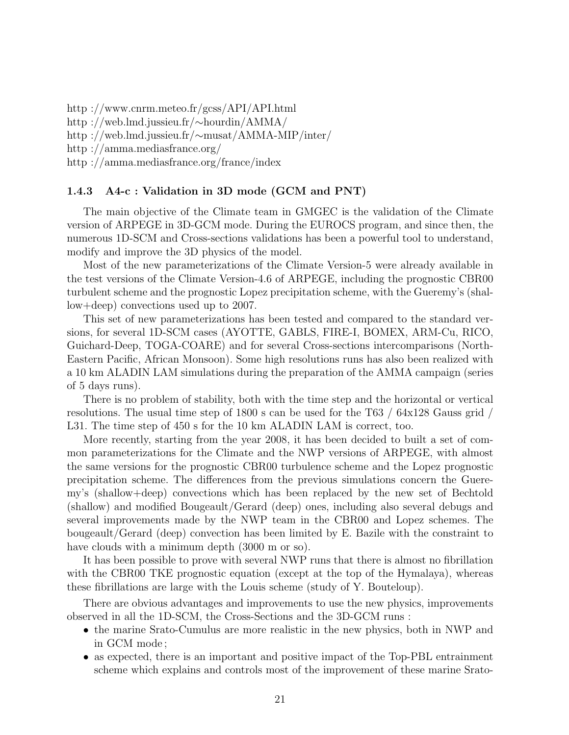http ://www.cnrm.meteo.fr/gcss/API/API.html
http ://web.lmd.jussieu.fr/∼hourdin/AMMA/
http ://web.lmd.jussieu.fr/∼musat/AMMA-MIP/inter/
http ://amma.mediasfrance.org/
http ://amma.mediasfrance.org/france/index

### 1.4.3 A4-c : Validation in 3D mode (GCM and PNT)

The main objective of the Climate team in GMGEC is the validation of the Climate version of ARPEGE in 3D-GCM mode. During the EUROCS program, and since then, the numerous 1D-SCM and Cross-sections validations has been a powerful tool to understand, modify and improve the 3D physics of the model.

Most of the new parameterizations of the Climate Version-5 were already available in the test versions of the Climate Version-4.6 of ARPEGE, including the prognostic CBR00 turbulent scheme and the prognostic Lopez precipitation scheme, with the Gueremy's (shallow+deep) convections used up to 2007.

This set of new parameterizations has been tested and compared to the standard versions, for several 1D-SCM cases (AYOTTE, GABLS, FIRE-I, BOMEX, ARM-Cu, RICO, Guichard-Deep, TOGA-COARE) and for several Cross-sections intercomparisons (North-Eastern Pacific, African Monsoon). Some high resolutions runs has also been realized with a 10 km ALADIN LAM simulations during the preparation of the AMMA campaign (series of 5 days runs).

There is no problem of stability, both with the time step and the horizontal or vertical resolutions. The usual time step of 1800 s can be used for the T63 / 64x128 Gauss grid / L31. The time step of 450 s for the 10 km ALADIN LAM is correct, too.

More recently, starting from the year 2008, it has been decided to built a set of common parameterizations for the Climate and the NWP versions of ARPEGE, with almost the same versions for the prognostic CBR00 turbulence scheme and the Lopez prognostic precipitation scheme. The differences from the previous simulations concern the Gueremy's (shallow+deep) convections which has been replaced by the new set of Bechtold (shallow) and modified Bougeault/Gerard (deep) ones, including also several debugs and several improvements made by the NWP team in the CBR00 and Lopez schemes. The bougeault/Gerard (deep) convection has been limited by E. Bazile with the constraint to have clouds with a minimum depth (3000 m or so).

It has been possible to prove with several NWP runs that there is almost no fibrillation with the CBR00 TKE prognostic equation (except at the top of the Hymalaya), whereas these fibrillations are large with the Louis scheme (study of Y. Bouteloup).

There are obvious advantages and improvements to use the new physics, improvements observed in all the 1D-SCM, the Cross-Sections and the 3D-GCM runs :

- the marine Srato-Cumulus are more realistic in the new physics, both in NWP and in GCM mode ;
- as expected, there is an important and positive impact of the Top-PBL entrainment scheme which explains and controls most of the improvement of these marine Srato-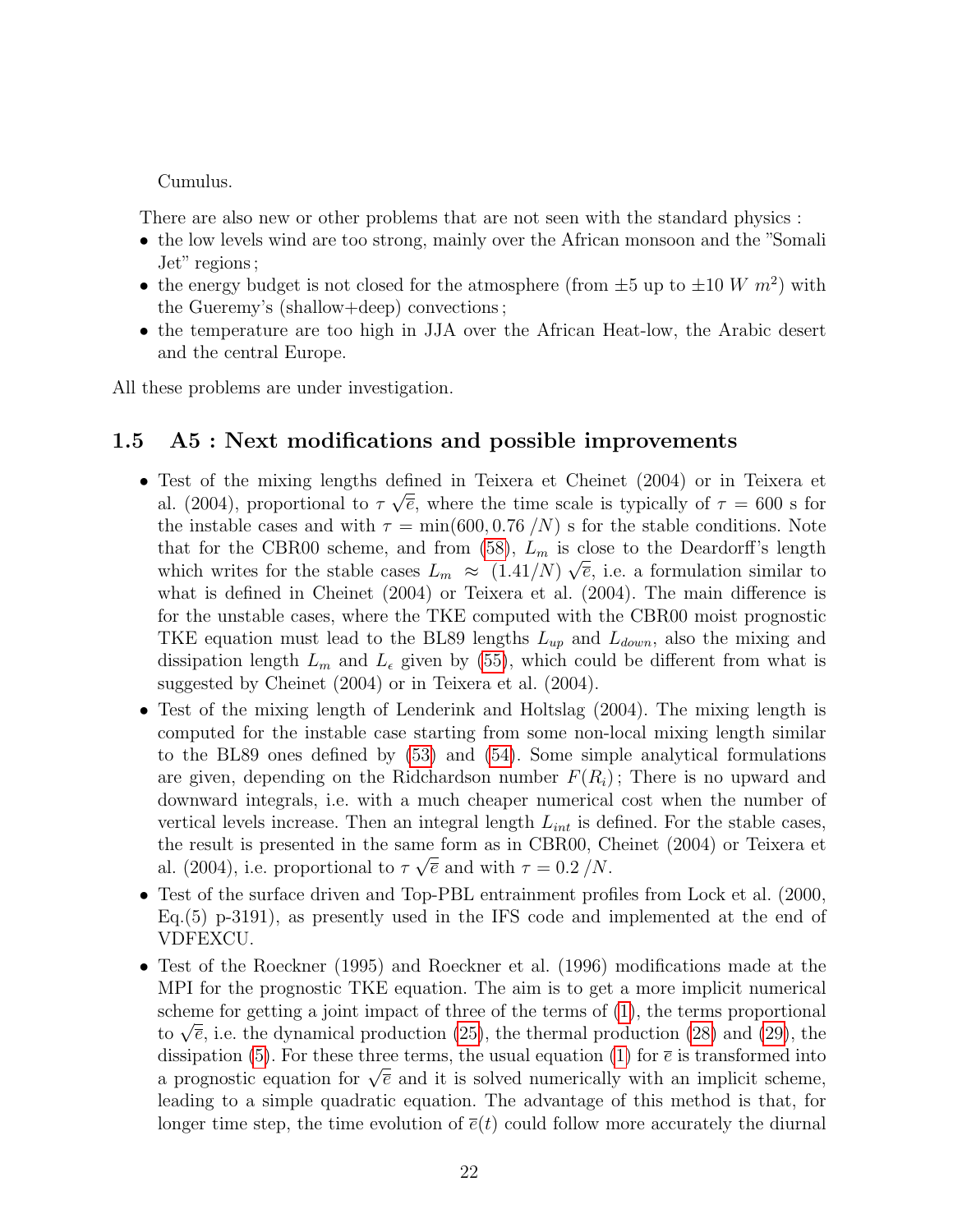Cumulus.

There are also new or other problems that are not seen with the standard physics :

- the low levels wind are too strong, mainly over the African monsoon and the "Somali Jet" regions ;
- the energy budget is not closed for the atmosphere (from $\pm 5$ up to $\pm 10\ W\ m^2$) with the Gueremy's (shallow+deep) convections ;
- the temperature are too high in JJA over the African Heat-low, the Arabic desert and the central Europe.

All these problems are under investigation.

## 1.5 A5 : Next modifications and possible improvements

- Test of the mixing lengths defined in Teixera et Cheinet (2004) or in Teixera et al. (2004), proportional to $\tau\ \sqrt{\overline{e}}$, where the time scale is typically of $\tau = 600$ s for the instable cases and with $\tau = \min(600, 0.76\ /N)$ s for the stable conditions. Note that for the CBR00 scheme, and from (58), $L_m$ is close to the Deardorff's length which writes for the stable cases $L_m \approx (1.41/N)\ \sqrt{\overline{e}}$, i.e. a formulation similar to what is defined in Cheinet (2004) or Teixera et al. (2004). The main difference is for the unstable cases, where the TKE computed with the CBR00 moist prognostic TKE equation must lead to the BL89 lengths $L_{up}$ and $L_{down}$, also the mixing and dissipation length $L_m$ and $L_\epsilon$ given by (55), which could be different from what is suggested by Cheinet (2004) or in Teixera et al. (2004).
- Test of the mixing length of Lenderink and Holtslag (2004). The mixing length is computed for the instable case starting from some non-local mixing length similar to the BL89 ones defined by (53) and (54). Some simple analytical formulations are given, depending on the Ridchardson number $F(R_i)$ ; There is no upward and downward integrals, i.e. with a much cheaper numerical cost when the number of vertical levels increase. Then an integral length $L_{int}$ is defined. For the stable cases, the result is presented in the same form as in CBR00, Cheinet (2004) or Teixera et al. (2004), i.e. proportional to $\tau\ \sqrt{\overline{e}}$ and with $\tau = 0.2\ /N$.
- Test of the surface driven and Top-PBL entrainment profiles from Lock et al. (2000, Eq.(5) p-3191), as presently used in the IFS code and implemented at the end of VDFEXCU.
- Test of the Roeckner (1995) and Roeckner et al. (1996) modifications made at the MPI for the prognostic TKE equation. The aim is to get a more implicit numerical scheme for getting a joint impact of three of the terms of (1), the terms proportional to $\sqrt{\overline{e}}$, i.e. the dynamical production (25), the thermal production (28) and (29), the dissipation (5). For these three terms, the usual equation (1) for $\overline{e}$ is transformed into a prognostic equation for $\sqrt{\overline{e}}$ and it is solved numerically with an implicit scheme, leading to a simple quadratic equation. The advantage of this method is that, for longer time step, the time evolution of $\overline{e}(t)$ could follow more accurately the diurnal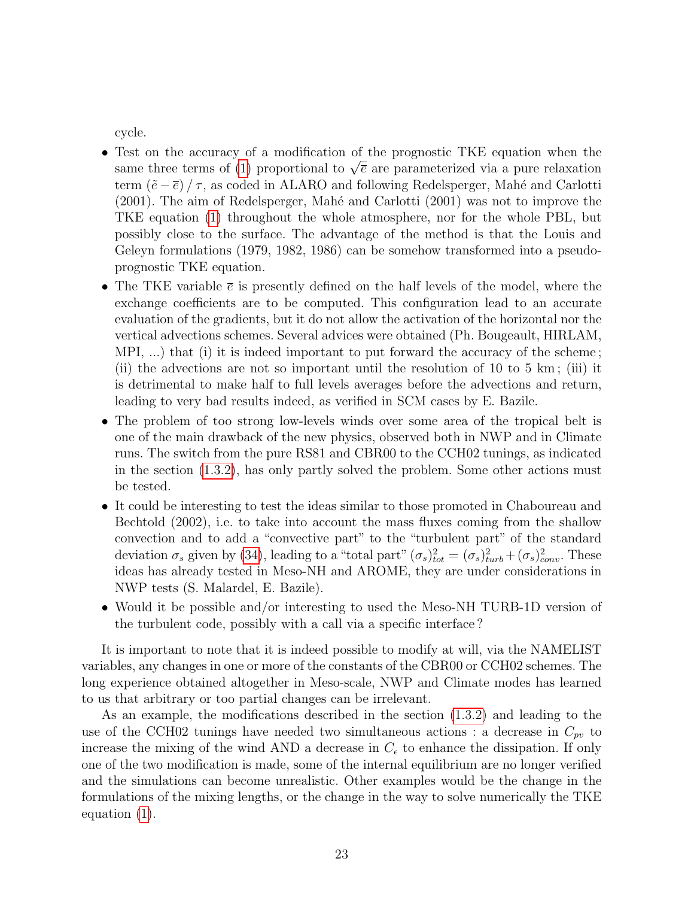cycle.

- Test on the accuracy of a modification of the prognostic TKE equation when the same three terms of (1) proportional to $\sqrt{\overline{e}}$ are parameterized via a pure relaxation term $(\tilde{e} - \overline{e}) / \tau$, as coded in ALARO and following Redelsperger, Mahé and Carlotti (2001). The aim of Redelsperger, Mahé and Carlotti (2001) was not to improve the TKE equation (1) throughout the whole atmosphere, nor for the whole PBL, but possibly close to the surface. The advantage of the method is that the Louis and Geleyn formulations (1979, 1982, 1986) can be somehow transformed into a pseudo-prognostic TKE equation.
- The TKE variable $\overline{e}$ is presently defined on the half levels of the model, where the exchange coefficients are to be computed. This configuration lead to an accurate evaluation of the gradients, but it do not allow the activation of the horizontal nor the vertical advections schemes. Several advices were obtained (Ph. Bougeault, HIRLAM, MPI, ...) that (i) it is indeed important to put forward the accuracy of the scheme ; (ii) the advections are not so important until the resolution of 10 to 5 km ; (iii) it is detrimental to make half to full levels averages before the advections and return, leading to very bad results indeed, as verified in SCM cases by E. Bazile.
- The problem of too strong low-levels winds over some area of the tropical belt is one of the main drawback of the new physics, observed both in NWP and in Climate runs. The switch from the pure RS81 and CBR00 to the CCH02 tunings, as indicated in the section (1.3.2), has only partly solved the problem. Some other actions must be tested.
- It could be interesting to test the ideas similar to those promoted in Chaboureau and Bechtold (2002), i.e. to take into account the mass fluxes coming from the shallow convection and to add a "convective part" to the "turbulent part" of the standard deviation $\sigma_s$ given by (34), leading to a "total part" $(\sigma_s)^2_{tot} = (\sigma_s)^2_{turb} + (\sigma_s)^2_{conv}$. These ideas has already tested in Meso-NH and AROME, they are under considerations in NWP tests (S. Malardel, E. Bazile).
- Would it be possible and/or interesting to used the Meso-NH TURB-1D version of the turbulent code, possibly with a call via a specific interface ?

It is important to note that it is indeed possible to modify at will, via the NAMELIST variables, any changes in one or more of the constants of the CBR00 or CCH02 schemes. The long experience obtained altogether in Meso-scale, NWP and Climate modes has learned to us that arbitrary or too partial changes can be irrelevant.

As an example, the modifications described in the section (1.3.2) and leading to the use of the CCH02 tunings have needed two simultaneous actions : a decrease in $C_{pv}$ to increase the mixing of the wind AND a decrease in $C_\epsilon$ to enhance the dissipation. If only one of the two modification is made, some of the internal equilibrium are no longer verified and the simulations can become unrealistic. Other examples would be the change in the formulations of the mixing lengths, or the change in the way to solve numerically the TKE equation (1).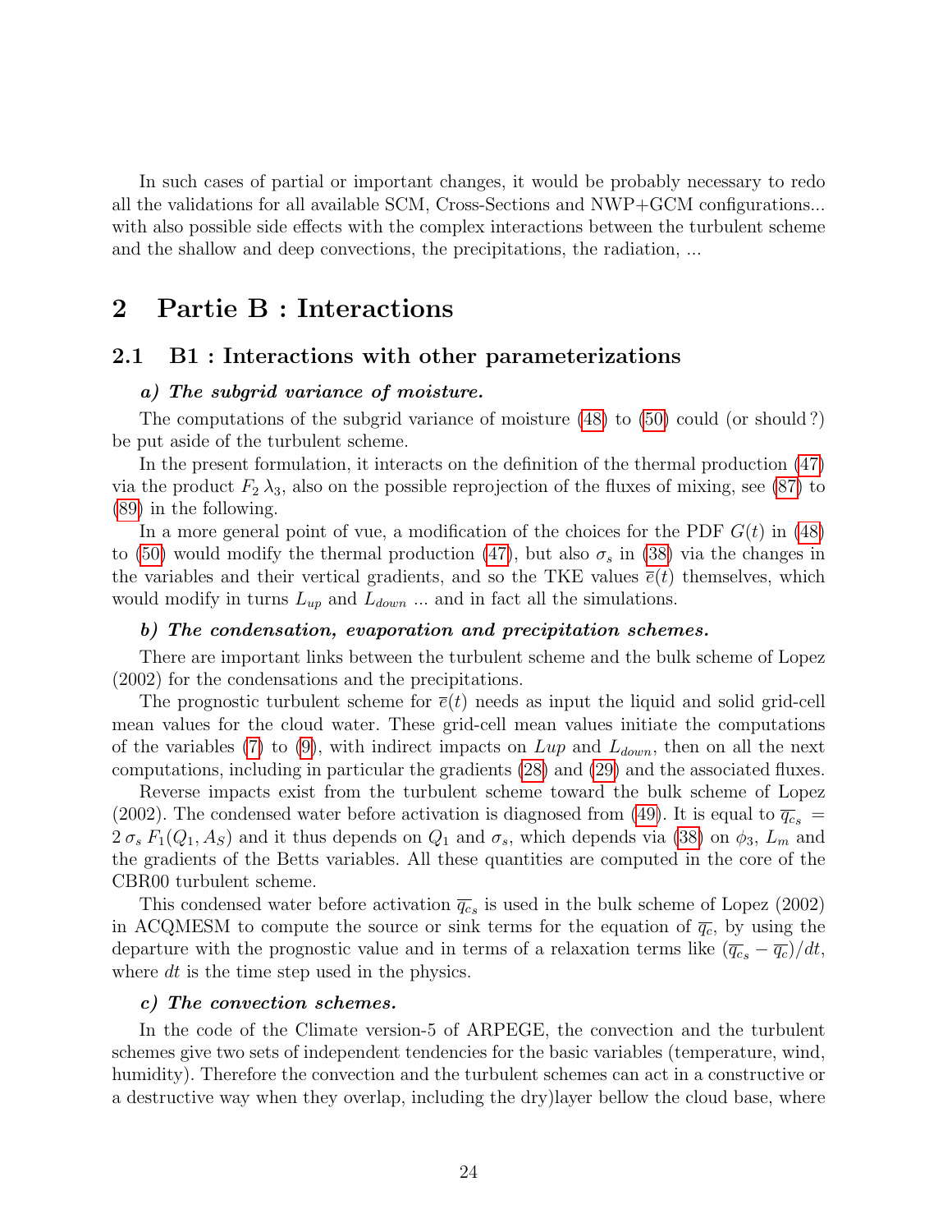In such cases of partial or important changes, it would be probably necessary to redo all the validations for all available SCM, Cross-Sections and NWP+GCM configurations... with also possible side effects with the complex interactions between the turbulent scheme and the shallow and deep convections, the precipitations, the radiation, ...

# 2 Partie B : Interactions

## 2.1 B1 : Interactions with other parameterizations

#### *a) The subgrid variance of moisture.*

The computations of the subgrid variance of moisture (48) to (50) could (or should ?) be put aside of the turbulent scheme.

In the present formulation, it interacts on the definition of the thermal production (47) via the product $F_2\,\lambda_3$, also on the possible reprojection of the fluxes of mixing, see (87) to (89) in the following.

In a more general point of vue, a modification of the choices for the PDF $G(t)$ in (48) to (50) would modify the thermal production (47), but also $\sigma_s$ in (38) via the changes in the variables and their vertical gradients, and so the TKE values $\overline{e}(t)$ themselves, which would modify in turns $L_{up}$ and $L_{down}$ ... and in fact all the simulations.

#### *b) The condensation, evaporation and precipitation schemes.*

There are important links between the turbulent scheme and the bulk scheme of Lopez (2002) for the condensations and the precipitations.

The prognostic turbulent scheme for $\overline{e}(t)$ needs as input the liquid and solid grid-cell mean values for the cloud water. These grid-cell mean values initiate the computations of the variables (7) to (9), with indirect impacts on $Lup$ and $L_{down}$, then on all the next computations, including in particular the gradients (28) and (29) and the associated fluxes.

Reverse impacts exist from the turbulent scheme toward the bulk scheme of Lopez (2002). The condensed water before activation is diagnosed from (49). It is equal to $\overline{q_c}_s = 2\,\sigma_s\,F_1(Q_1, A_S)$ and it thus depends on $Q_1$ and $\sigma_s$, which depends via (38) on $\phi_3$, $L_m$ and the gradients of the Betts variables. All these quantities are computed in the core of the CBR00 turbulent scheme.

This condensed water before activation $\overline{q_c}_s$ is used in the bulk scheme of Lopez (2002) in ACQMESM to compute the source or sink terms for the equation of $\overline{q_c}$, by using the departure with the prognostic value and in terms of a relaxation terms like $(\overline{q_c}_s - \overline{q_c})/dt$, where $dt$ is the time step used in the physics.

#### *c) The convection schemes.*

In the code of the Climate version-5 of ARPEGE, the convection and the turbulent schemes give two sets of independent tendencies for the basic variables (temperature, wind, humidity). Therefore the convection and the turbulent schemes can act in a constructive or a destructive way when they overlap, including the dry)layer bellow the cloud base, where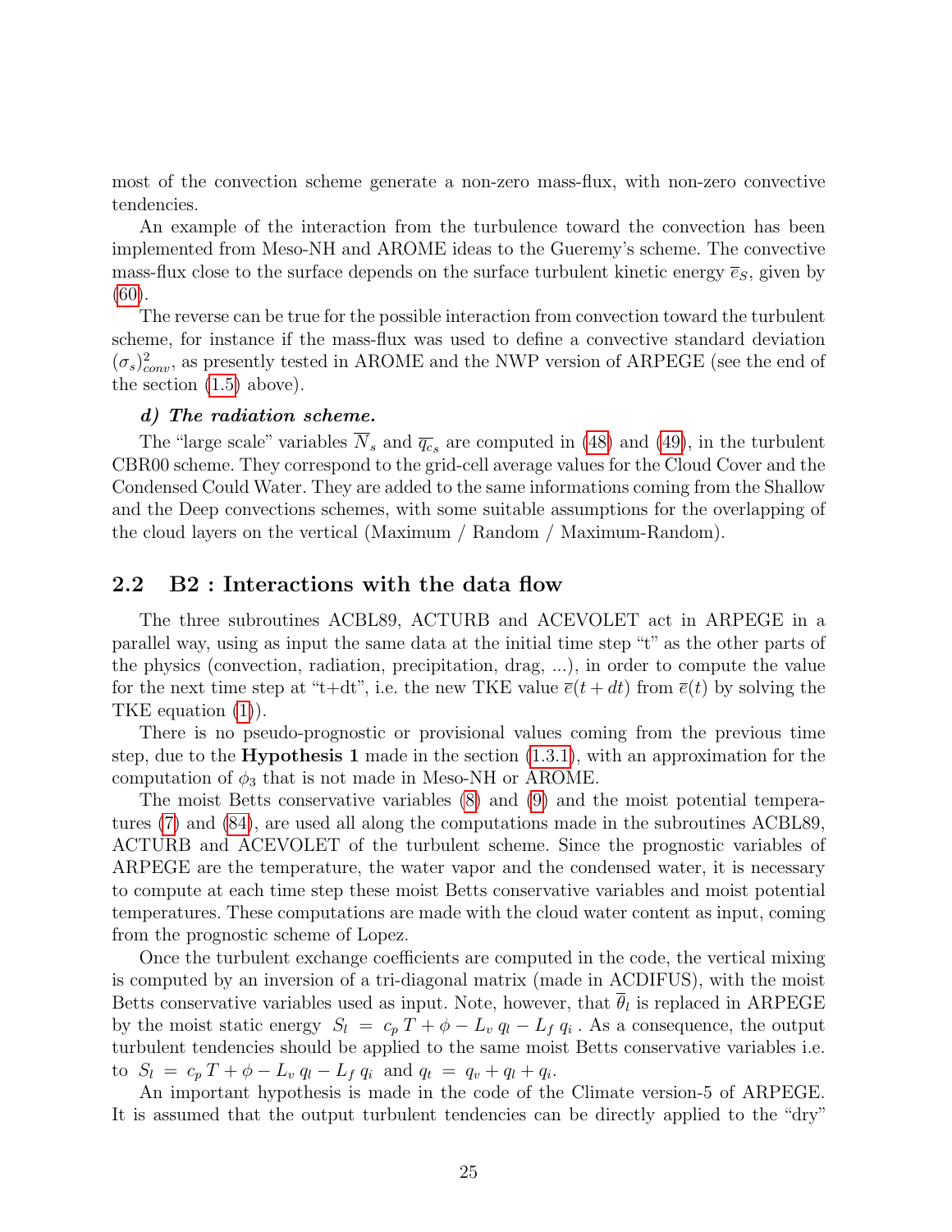most of the convection scheme generate a non-zero mass-flux, with non-zero convective tendencies.

An example of the interaction from the turbulence toward the convection has been implemented from Meso-NH and AROME ideas to the Gueremy's scheme. The convective mass-flux close to the surface depends on the surface turbulent kinetic energy $\overline{e}_S$, given by (60).

The reverse can be true for the possible interaction from convection toward the turbulent scheme, for instance if the mass-flux was used to define a convective standard deviation $(\sigma_s)^2_{conv}$, as presently tested in AROME and the NWP version of ARPEGE (see the end of the section (1.5) above).

***d) The radiation scheme.***

The "large scale" variables $\overline{N}_s$ and $\overline{q_c}_s$ are computed in (48) and (49), in the turbulent CBR00 scheme. They correspond to the grid-cell average values for the Cloud Cover and the Condensed Could Water. They are added to the same informations coming from the Shallow and the Deep convections schemes, with some suitable assumptions for the overlapping of the cloud layers on the vertical (Maximum / Random / Maximum-Random).

## 2.2 B2 : Interactions with the data flow

The three subroutines ACBL89, ACTURB and ACEVOLET act in ARPEGE in a parallel way, using as input the same data at the initial time step "t" as the other parts of the physics (convection, radiation, precipitation, drag, ...), in order to compute the value for the next time step at "t+dt", i.e. the new TKE value $\overline{e}(t+dt)$ from $\overline{e}(t)$ by solving the TKE equation (1)).

There is no pseudo-prognostic or provisional values coming from the previous time step, due to the **Hypothesis 1** made in the section (1.3.1), with an approximation for the computation of $\phi_3$ that is not made in Meso-NH or AROME.

The moist Betts conservative variables (8) and (9) and the moist potential temperatures (7) and (84), are used all along the computations made in the subroutines ACBL89, ACTURB and ACEVOLET of the turbulent scheme. Since the prognostic variables of ARPEGE are the temperature, the water vapor and the condensed water, it is necessary to compute at each time step these moist Betts conservative variables and moist potential temperatures. These computations are made with the cloud water content as input, coming from the prognostic scheme of Lopez.

Once the turbulent exchange coefficients are computed in the code, the vertical mixing is computed by an inversion of a tri-diagonal matrix (made in ACDIFUS), with the moist Betts conservative variables used as input. Note, however, that $\overline{\theta}_l$ is replaced in ARPEGE by the moist static energy $S_l \; = \; c_p \, T + \phi - L_v \, q_l - L_f \, q_i$ . As a consequence, the output turbulent tendencies should be applied to the same moist Betts conservative variables i.e. to $S_l \; = \; c_p \, T + \phi - L_v \, q_l - L_f \, q_i$ and $q_t \; = \; q_v + q_l + q_i$.

An important hypothesis is made in the code of the Climate version-5 of ARPEGE. It is assumed that the output turbulent tendencies can be directly applied to the "dry"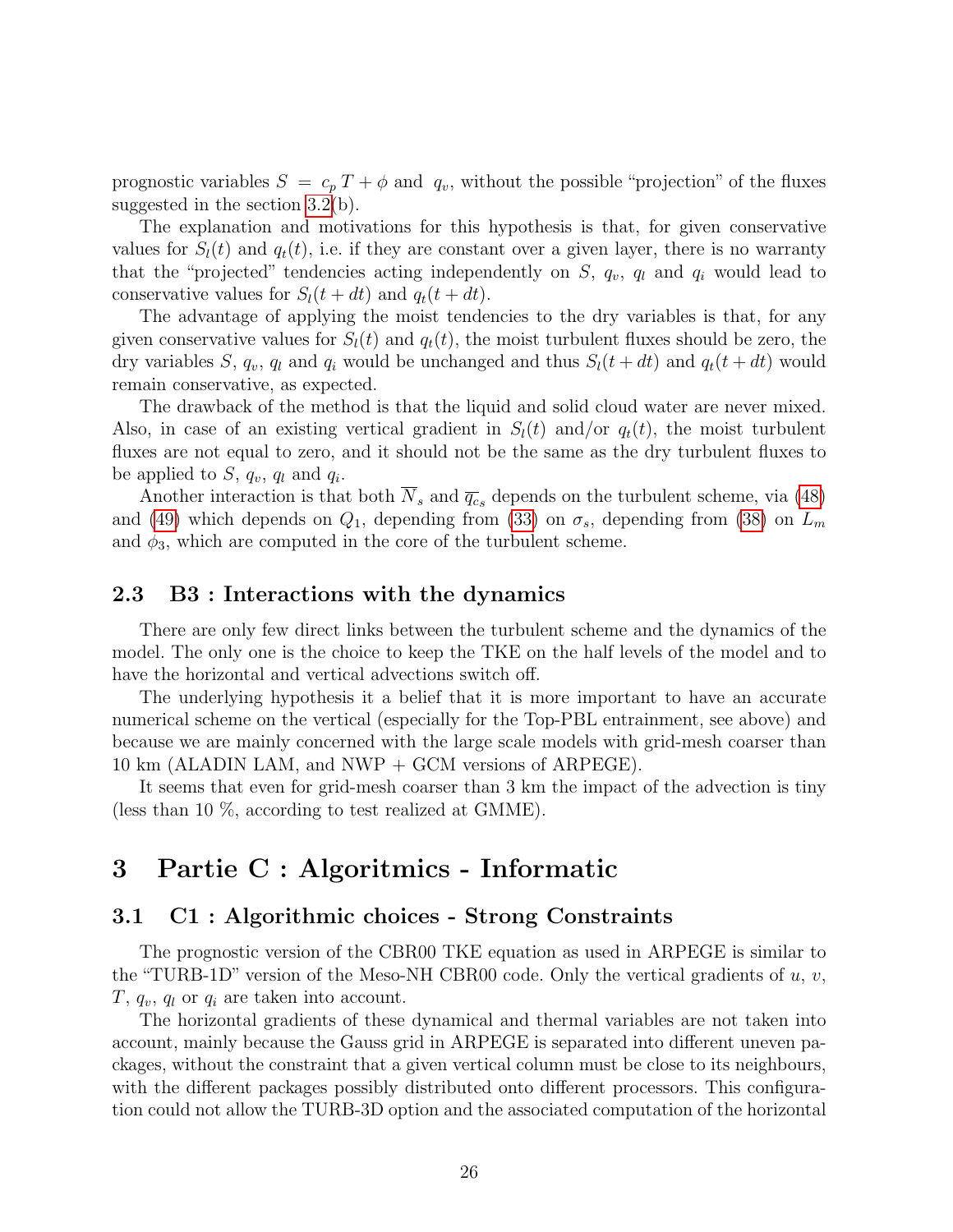prognostic variables $S = c_p\,T + \phi$ and $q_v$, without the possible "projection" of the fluxes suggested in the section 3.2(b).

The explanation and motivations for this hypothesis is that, for given conservative values for $S_l(t)$ and $q_t(t)$, i.e. if they are constant over a given layer, there is no warranty that the "projected" tendencies acting independently on $S$, $q_v$, $q_l$ and $q_i$ would lead to conservative values for $S_l(t+dt)$ and $q_t(t+dt)$.

The advantage of applying the moist tendencies to the dry variables is that, for any given conservative values for $S_l(t)$ and $q_t(t)$, the moist turbulent fluxes should be zero, the dry variables $S$, $q_v$, $q_l$ and $q_i$ would be unchanged and thus $S_l(t+dt)$ and $q_t(t+dt)$ would remain conservative, as expected.

The drawback of the method is that the liquid and solid cloud water are never mixed. Also, in case of an existing vertical gradient in $S_l(t)$ and/or $q_t(t)$, the moist turbulent fluxes are not equal to zero, and it should not be the same as the dry turbulent fluxes to be applied to $S$, $q_v$, $q_l$ and $q_i$.

Another interaction is that both $\overline{N}_s$ and $\overline{q_c}_s$ depends on the turbulent scheme, via (48) and (49) which depends on $Q_1$, depending from (33) on $\sigma_s$, depending from (38) on $L_m$ and $\phi_3$, which are computed in the core of the turbulent scheme.

## 2.3 B3 : Interactions with the dynamics

There are only few direct links between the turbulent scheme and the dynamics of the model. The only one is the choice to keep the TKE on the half levels of the model and to have the horizontal and vertical advections switch off.

The underlying hypothesis it a belief that it is more important to have an accurate numerical scheme on the vertical (especially for the Top-PBL entrainment, see above) and because we are mainly concerned with the large scale models with grid-mesh coarser than 10 km (ALADIN LAM, and NWP + GCM versions of ARPEGE).

It seems that even for grid-mesh coarser than 3 km the impact of the advection is tiny (less than 10 %, according to test realized at GMME).

# 3 Partie C : Algoritmics - Informatic

## 3.1 C1 : Algorithmic choices - Strong Constraints

The prognostic version of the CBR00 TKE equation as used in ARPEGE is similar to the "TURB-1D" version of the Meso-NH CBR00 code. Only the vertical gradients of $u$, $v$, $T$, $q_v$, $q_l$ or $q_i$ are taken into account.

The horizontal gradients of these dynamical and thermal variables are not taken into account, mainly because the Gauss grid in ARPEGE is separated into different uneven packages, without the constraint that a given vertical column must be close to its neighbours, with the different packages possibly distributed onto different processors. This configuration could not allow the TURB-3D option and the associated computation of the horizontal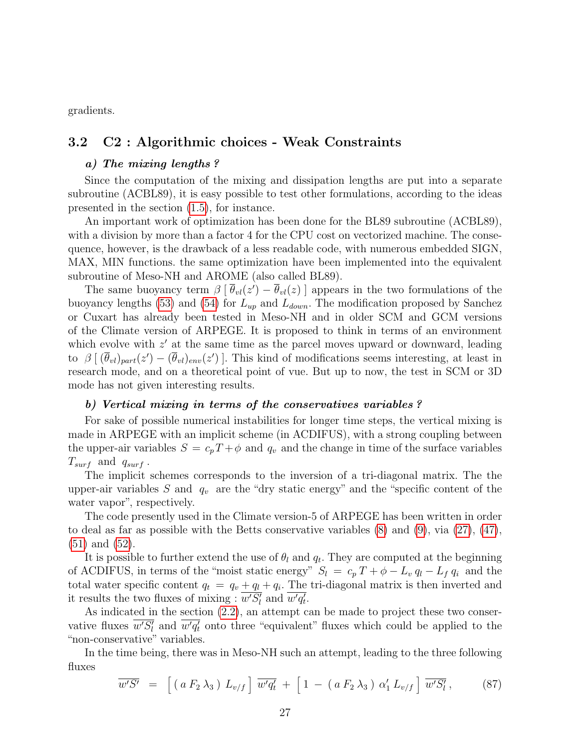gradients.

## 3.2 C2 : Algorithmic choices - Weak Constraints

***a) The mixing lengths ?***

Since the computation of the mixing and dissipation lengths are put into a separate subroutine (ACBL89), it is easy possible to test other formulations, according to the ideas presented in the section (1.5), for instance.

An important work of optimization has been done for the BL89 subroutine (ACBL89), with a division by more than a factor 4 for the CPU cost on vectorized machine. The consequence, however, is the drawback of a less readable code, with numerous embedded SIGN, MAX, MIN functions. the same optimization have been implemented into the equivalent subroutine of Meso-NH and AROME (also called BL89).

The same buoyancy term $\beta \, [\, \overline{\theta}_{vl}(z') - \overline{\theta}_{vl}(z) \,]$ appears in the two formulations of the buoyancy lengths (53) and (54) for $L_{up}$ and $L_{down}$. The modification proposed by Sanchez or Cuxart has already been tested in Meso-NH and in older SCM and GCM versions of the Climate version of ARPEGE. It is proposed to think in terms of an environment which evolve with $z'$ at the same time as the parcel moves upward or downward, leading to $\beta \, [\, (\overline{\theta}_{vl})_{part}(z') - (\overline{\theta}_{vl})_{env}(z') \,]$. This kind of modifications seems interesting, at least in research mode, and on a theoretical point of vue. But up to now, the test in SCM or 3D mode has not given interesting results.

***b) Vertical mixing in terms of the conservatives variables ?***

For sake of possible numerical instabilities for longer time steps, the vertical mixing is made in ARPEGE with an implicit scheme (in ACDIFUS), with a strong coupling between the upper-air variables $S = c_p T + \phi$ and $q_v$ and the change in time of the surface variables $T_{surf}$ and $q_{surf}$ .

The implicit schemes corresponds to the inversion of a tri-diagonal matrix. The the upper-air variables $S$ and $q_v$ are the "dry static energy" and the "specific content of the water vapor", respectively.

The code presently used in the Climate version-5 of ARPEGE has been written in order to deal as far as possible with the Betts conservative variables (8) and (9), via (27), (47), (51) and (52).

It is possible to further extend the use of $\theta_l$ and $q_t$. They are computed at the beginning of ACDIFUS, in terms of the "moist static energy" $S_l = c_p T + \phi - L_v q_l - L_f q_i$ and the total water specific content $q_t = q_v + q_l + q_i$. The tri-diagonal matrix is then inverted and it results the two fluxes of mixing : $\overline{w'S'_l}$ and $\overline{w'q'_t}$.

As indicated in the section (2.2), an attempt can be made to project these two conservative fluxes $\overline{w'S'_l}$ and $\overline{w'q'_t}$ onto three "equivalent" fluxes which could be applied to the "non-conservative" variables.

In the time being, there was in Meso-NH such an attempt, leading to the three following fluxes

$$\overline{w'S'} \;=\; \Big[\, (\, a \, F_2 \, \lambda_3 \,) \; L_{v/f} \,\Big] \; \overline{w'q'_t} \;+\; \Big[\, 1 \;-\; (\, a \, F_2 \, \lambda_3 \,) \; \alpha'_1 \, L_{v/f} \,\Big] \; \overline{w'S'_l} \, , \qquad (87)$$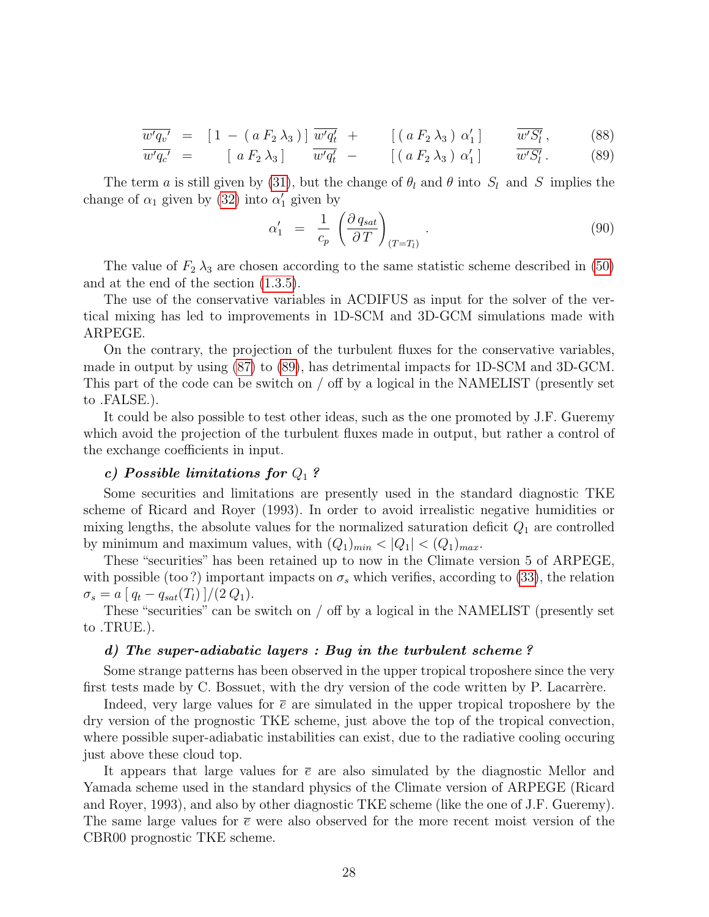$$
\begin{aligned}
\overline{w'q_v'} &= [\,1 - (\,a\,F_2\,\lambda_3\,)\,]\;\overline{w'q_t'} \;+\; [\,(\,a\,F_2\,\lambda_3\,)\;\alpha_1'\,]\;\overline{w'S_l'}\,, && (88)\\
\overline{w'q_c'} &= [\,a\,F_2\,\lambda_3\,]\;\overline{w'q_t'} \;-\; [\,(\,a\,F_2\,\lambda_3\,)\;\alpha_1'\,]\;\overline{w'S_l'}\,. && (89)
\end{aligned}
$$

The term $a$ is still given by (31), but the change of $\theta_l$ and $\theta$ into $S_l$ and $S$ implies the change of $\alpha_1$ given by (32) into $\alpha_1'$ given by

$$
\alpha_1' \;=\; \frac{1}{c_p}\left(\frac{\partial\, q_{sat}}{\partial\, T}\right)_{(T=T_l)} . \qquad (90)
$$

The value of $F_2\,\lambda_3$ are chosen according to the same statistic scheme described in (50) and at the end of the section (1.3.5).

The use of the conservative variables in ACDIFUS as input for the solver of the vertical mixing has led to improvements in 1D-SCM and 3D-GCM simulations made with ARPEGE.

On the contrary, the projection of the turbulent fluxes for the conservative variables, made in output by using (87) to (89), has detrimental impacts for 1D-SCM and 3D-GCM. This part of the code can be switch on / off by a logical in the NAMELIST (presently set to .FALSE.).

It could be also possible to test other ideas, such as the one promoted by J.F. Gueremy which avoid the projection of the turbulent fluxes made in output, but rather a control of the exchange coefficients in input.

#### *c) Possible limitations for $Q_1$ ?*

Some securities and limitations are presently used in the standard diagnostic TKE scheme of Ricard and Royer (1993). In order to avoid irrealistic negative humidities or mixing lengths, the absolute values for the normalized saturation deficit $Q_1$ are controlled by minimum and maximum values, with $(Q_1)_{min} < |Q_1| < (Q_1)_{max}$.

These "securities" has been retained up to now in the Climate version 5 of ARPEGE, with possible (too ?) important impacts on $\sigma_s$ which verifies, according to (33), the relation $\sigma_s = a\,[\,q_t - q_{sat}(T_l)\,]/(2\,Q_1)$.

These "securities" can be switch on / off by a logical in the NAMELIST (presently set to .TRUE.).

#### *d) The super-adiabatic layers : Bug in the turbulent scheme ?*

Some strange patterns has been observed in the upper tropical troposhere since the very first tests made by C. Bossuet, with the dry version of the code written by P. Lacarrère.

Indeed, very large values for $\overline{e}$ are simulated in the upper tropical troposhere by the dry version of the prognostic TKE scheme, just above the top of the tropical convection, where possible super-adiabatic instabilities can exist, due to the radiative cooling occuring just above these cloud top.

It appears that large values for $\overline{e}$ are also simulated by the diagnostic Mellor and Yamada scheme used in the standard physics of the Climate version of ARPEGE (Ricard and Royer, 1993), and also by other diagnostic TKE scheme (like the one of J.F. Gueremy). The same large values for $\overline{e}$ were also observed for the more recent moist version of the CBR00 prognostic TKE scheme.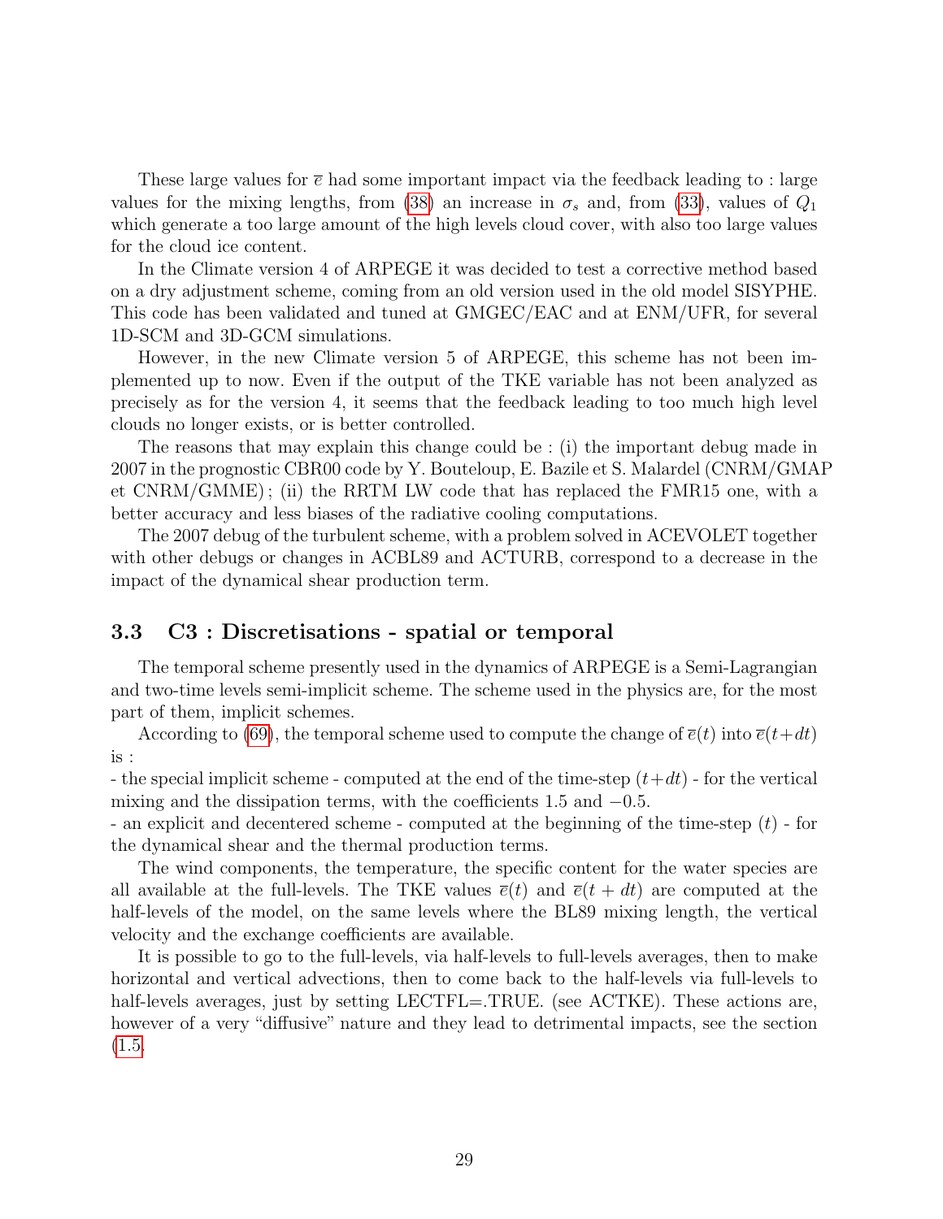These large values for $\overline{e}$ had some important impact via the feedback leading to : large values for the mixing lengths, from (38) an increase in $\sigma_s$ and, from (33), values of $Q_1$ which generate a too large amount of the high levels cloud cover, with also too large values for the cloud ice content.

In the Climate version 4 of ARPEGE it was decided to test a corrective method based on a dry adjustment scheme, coming from an old version used in the old model SISYPHE. This code has been validated and tuned at GMGEC/EAC and at ENM/UFR, for several 1D-SCM and 3D-GCM simulations.

However, in the new Climate version 5 of ARPEGE, this scheme has not been implemented up to now. Even if the output of the TKE variable has not been analyzed as precisely as for the version 4, it seems that the feedback leading to too much high level clouds no longer exists, or is better controlled.

The reasons that may explain this change could be : (i) the important debug made in 2007 in the prognostic CBR00 code by Y. Bouteloup, E. Bazile et S. Malardel (CNRM/GMAP et CNRM/GMME) ; (ii) the RRTM LW code that has replaced the FMR15 one, with a better accuracy and less biases of the radiative cooling computations.

The 2007 debug of the turbulent scheme, with a problem solved in ACEVOLET together with other debugs or changes in ACBL89 and ACTURB, correspond to a decrease in the impact of the dynamical shear production term.

### 3.3 C3 : Discretisations - spatial or temporal

The temporal scheme presently used in the dynamics of ARPEGE is a Semi-Lagrangian and two-time levels semi-implicit scheme. The scheme used in the physics are, for the most part of them, implicit schemes.

According to (69), the temporal scheme used to compute the change of $\overline{e}(t)$ into $\overline{e}(t+dt)$ is :

- the special implicit scheme - computed at the end of the time-step $(t+dt)$ - for the vertical mixing and the dissipation terms, with the coefficients 1.5 and $-0.5$.

- an explicit and decentered scheme - computed at the beginning of the time-step $(t)$ - for the dynamical shear and the thermal production terms.

The wind components, the temperature, the specific content for the water species are all available at the full-levels. The TKE values $\overline{e}(t)$ and $\overline{e}(t+dt)$ are computed at the half-levels of the model, on the same levels where the BL89 mixing length, the vertical velocity and the exchange coefficients are available.

It is possible to go to the full-levels, via half-levels to full-levels averages, then to make horizontal and vertical advections, then to come back to the half-levels via full-levels to half-levels averages, just by setting LECTFL=.TRUE. (see ACTKE). These actions are, however of a very "diffusive" nature and they lead to detrimental impacts, see the section (1.5.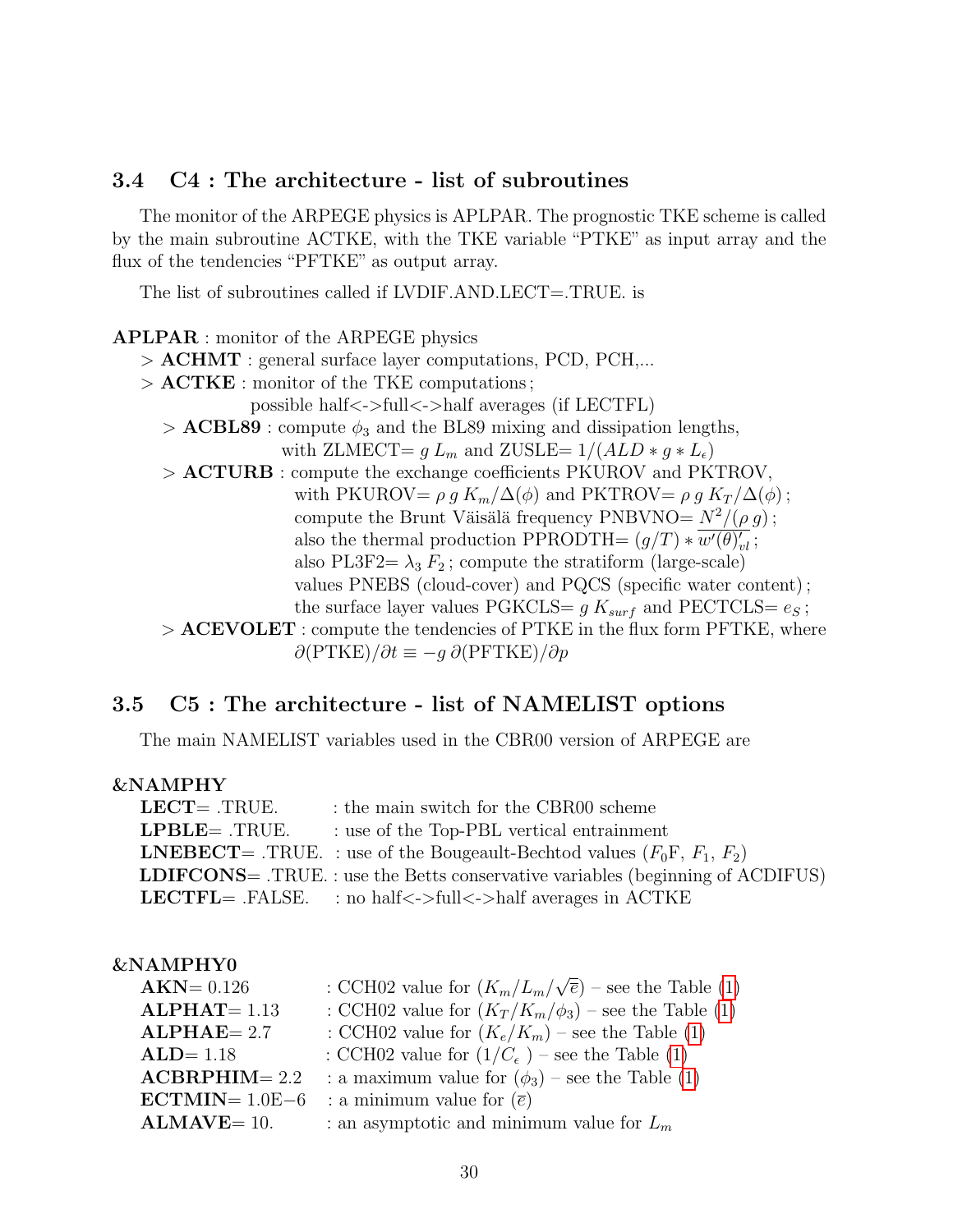### 3.4 C4 : The architecture - list of subroutines

The monitor of the ARPEGE physics is APLPAR. The prognostic TKE scheme is called by the main subroutine ACTKE, with the TKE variable "PTKE" as input array and the flux of the tendencies "PFTKE" as output array.

The list of subroutines called if LVDIF.AND.LECT=.TRUE. is

**APLPAR** : monitor of the ARPEGE physics

> **ACHMT** : general surface layer computations, PCD, PCH,...

> **ACTKE** : monitor of the TKE computations ; possible half<->full<->half averages (if LECTFL)

> > **ACBL89** : compute $\phi_3$ and the BL89 mixing and dissipation lengths, with ZLMECT= $g\,L_m$ and ZUSLE= $1/(ALD * g * L_\epsilon)$

> > **ACTURB** : compute the exchange coefficients PKUROV and PKTROV, with PKUROV= $\rho\,g\,K_m/\Delta(\phi)$ and PKTROV= $\rho\,g\,K_T/\Delta(\phi)$ ; compute the Brunt Väisälä frequency PNBVNO= $N^2/(\rho\,g)$ ; also the thermal production PPRODTH= $(g/T) * \overline{w'(\theta)'_{vl}}$ ; also PL3F2= $\lambda_3\,F_2$ ; compute the stratiform (large-scale) values PNEBS (cloud-cover) and PQCS (specific water content) ; the surface layer values PGKCLS= $g\,K_{surf}$ and PECTCLS= $e_S$ ;

> > **ACEVOLET** : compute the tendencies of PTKE in the flux form PFTKE, where $\partial(\text{PTKE})/\partial t \equiv -g\,\partial(\text{PFTKE})/\partial p$

### 3.5 C5 : The architecture - list of NAMELIST options

The main NAMELIST variables used in the CBR00 version of ARPEGE are

**&NAMPHY**

| | |
|---|---|
| **LECT**= .TRUE. | : the main switch for the CBR00 scheme |
| **LPBLE**= .TRUE. | : use of the Top-PBL vertical entrainment |
| **LNEBECT**= .TRUE. | : use of the Bougeault-Bechtod values ($F_0$F, $F_1$, $F_2$) |
| **LDIFCONS**= .TRUE. | : use the Betts conservative variables (beginning of ACDIFUS) |
| **LECTFL**= .FALSE. | : no half<->full<->half averages in ACTKE |

**&NAMPHY0**

| | |
|---|---|
| **AKN**= 0.126 | : CCH02 value for $(K_m/L_m/\sqrt{\overline{e}})$ – see the Table (1) |
| **ALPHAT**= 1.13 | : CCH02 value for $(K_T/K_m/\phi_3)$ – see the Table (1) |
| **ALPHAE**= 2.7 | : CCH02 value for $(K_e/K_m)$ – see the Table (1) |
| **ALD**= 1.18 | : CCH02 value for $(1/C_\epsilon\ )$ – see the Table (1) |
| **ACBRPHIM**= 2.2 | : a maximum value for $(\phi_3)$ – see the Table (1) |
| **ECTMIN**= 1.0E−6 | : a minimum value for $(\overline{e})$ |
| **ALMAVE**= 10. | : an asymptotic and minimum value for $L_m$ |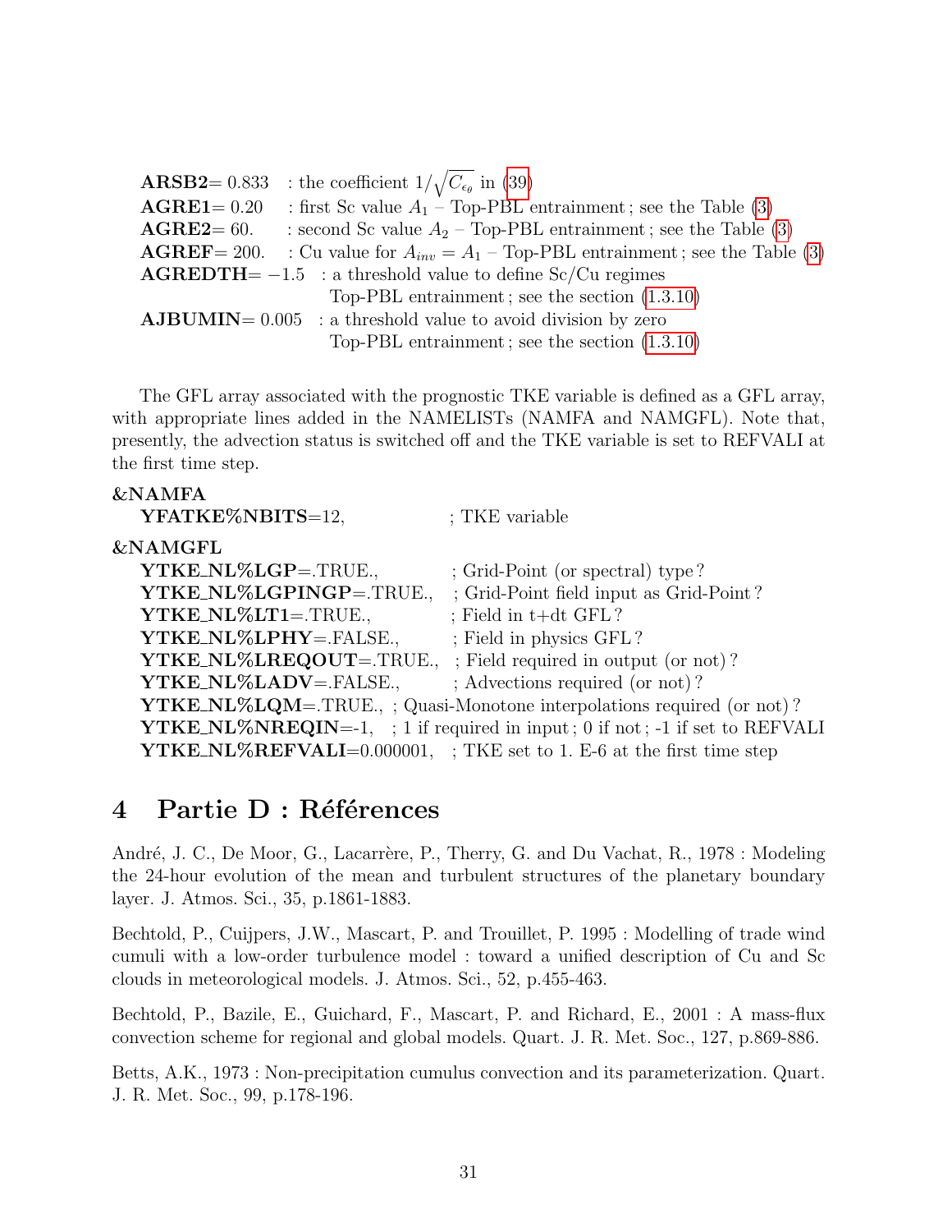**ARSB2**= 0.833 : the coefficient $1/\sqrt{C_{\epsilon_\theta}}$ in (39)
**AGRE1**= 0.20 : first Sc value $A_1$ – Top-PBL entrainment ; see the Table (3)
**AGRE2**= 60. : second Sc value $A_2$ – Top-PBL entrainment ; see the Table (3)
**AGREF**= 200. : Cu value for $A_{inv} = A_1$ – Top-PBL entrainment ; see the Table (3)
**AGREDTH**= −1.5 : a threshold value to define Sc/Cu regimes
Top-PBL entrainment ; see the section (1.3.10)
**AJBUMIN**= 0.005 : a threshold value to avoid division by zero
Top-PBL entrainment ; see the section (1.3.10)

The GFL array associated with the prognostic TKE variable is defined as a GFL array, with appropriate lines added in the NAMELISTs (NAMFA and NAMGFL). Note that, presently, the advection status is switched off and the TKE variable is set to REFVALI at the first time step.

**&NAMFA**
**YFATKE%NBITS**=12, ; TKE variable

**&NAMGFL**
**YTKE_NL%LGP**=.TRUE., ; Grid-Point (or spectral) type ?
**YTKE_NL%LGPINGP**=.TRUE., ; Grid-Point field input as Grid-Point ?
**YTKE_NL%LT1**=.TRUE., ; Field in t+dt GFL ?
**YTKE_NL%LPHY**=.FALSE., ; Field in physics GFL ?
**YTKE_NL%LREQOUT**=.TRUE., ; Field required in output (or not) ?
**YTKE_NL%LADV**=.FALSE., ; Advections required (or not) ?
**YTKE_NL%LQM**=.TRUE., ; Quasi-Monotone interpolations required (or not) ?
**YTKE_NL%NREQIN**=-1, ; 1 if required in input ; 0 if not ; -1 if set to REFVALI
**YTKE_NL%REFVALI**=0.000001, ; TKE set to 1. E-6 at the first time step

# 4 Partie D : Références

André, J. C., De Moor, G., Lacarrère, P., Therry, G. and Du Vachat, R., 1978 : Modeling the 24-hour evolution of the mean and turbulent structures of the planetary boundary layer. J. Atmos. Sci., 35, p.1861-1883.

Bechtold, P., Cuijpers, J.W., Mascart, P. and Trouillet, P. 1995 : Modelling of trade wind cumuli with a low-order turbulence model : toward a unified description of Cu and Sc clouds in meteorological models. J. Atmos. Sci., 52, p.455-463.

Bechtold, P., Bazile, E., Guichard, F., Mascart, P. and Richard, E., 2001 : A mass-flux convection scheme for regional and global models. Quart. J. R. Met. Soc., 127, p.869-886.

Betts, A.K., 1973 : Non-precipitation cumulus convection and its parameterization. Quart. J. R. Met. Soc., 99, p.178-196.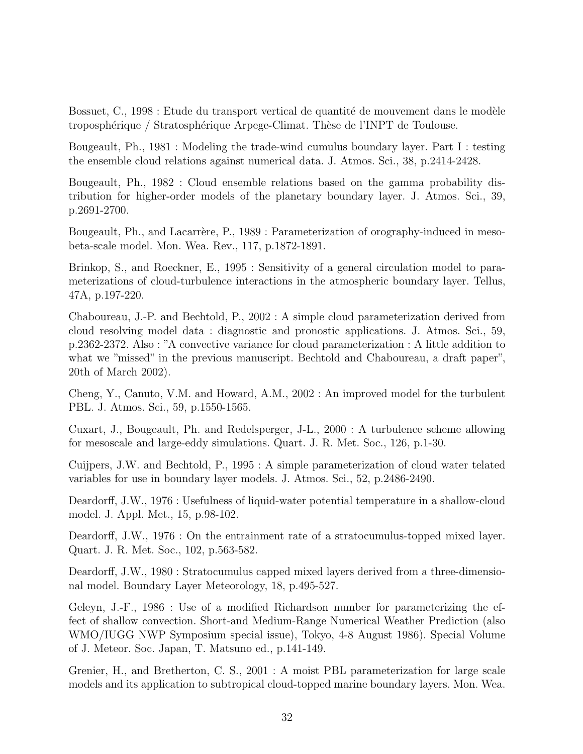Bossuet, C., 1998 : Etude du transport vertical de quantité de mouvement dans le modèle troposphérique / Stratosphérique Arpege-Climat. Thèse de l'INPT de Toulouse.

Bougeault, Ph., 1981 : Modeling the trade-wind cumulus boundary layer. Part I : testing the ensemble cloud relations against numerical data. J. Atmos. Sci., 38, p.2414-2428.

Bougeault, Ph., 1982 : Cloud ensemble relations based on the gamma probability distribution for higher-order models of the planetary boundary layer. J. Atmos. Sci., 39, p.2691-2700.

Bougeault, Ph., and Lacarrère, P., 1989 : Parameterization of orography-induced in meso-beta-scale model. Mon. Wea. Rev., 117, p.1872-1891.

Brinkop, S., and Roeckner, E., 1995 : Sensitivity of a general circulation model to parameterizations of cloud-turbulence interactions in the atmospheric boundary layer. Tellus, 47A, p.197-220.

Chaboureau, J.-P. and Bechtold, P., 2002 : A simple cloud parameterization derived from cloud resolving model data : diagnostic and pronostic applications. J. Atmos. Sci., 59, p.2362-2372. Also : "A convective variance for cloud parameterization : A little addition to what we "missed" in the previous manuscript. Bechtold and Chaboureau, a draft paper", 20th of March 2002).

Cheng, Y., Canuto, V.M. and Howard, A.M., 2002 : An improved model for the turbulent PBL. J. Atmos. Sci., 59, p.1550-1565.

Cuxart, J., Bougeault, Ph. and Redelsperger, J-L., 2000 : A turbulence scheme allowing for mesoscale and large-eddy simulations. Quart. J. R. Met. Soc., 126, p.1-30.

Cuijpers, J.W. and Bechtold, P., 1995 : A simple parameterization of cloud water telated variables for use in boundary layer models. J. Atmos. Sci., 52, p.2486-2490.

Deardorff, J.W., 1976 : Usefulness of liquid-water potential temperature in a shallow-cloud model. J. Appl. Met., 15, p.98-102.

Deardorff, J.W., 1976 : On the entrainment rate of a stratocumulus-topped mixed layer. Quart. J. R. Met. Soc., 102, p.563-582.

Deardorff, J.W., 1980 : Stratocumulus capped mixed layers derived from a three-dimensional model. Boundary Layer Meteorology, 18, p.495-527.

Geleyn, J.-F., 1986 : Use of a modified Richardson number for parameterizing the effect of shallow convection. Short-and Medium-Range Numerical Weather Prediction (also WMO/IUGG NWP Symposium special issue), Tokyo, 4-8 August 1986). Special Volume of J. Meteor. Soc. Japan, T. Matsuno ed., p.141-149.

Grenier, H., and Bretherton, C. S., 2001 : A moist PBL parameterization for large scale models and its application to subtropical cloud-topped marine boundary layers. Mon. Wea.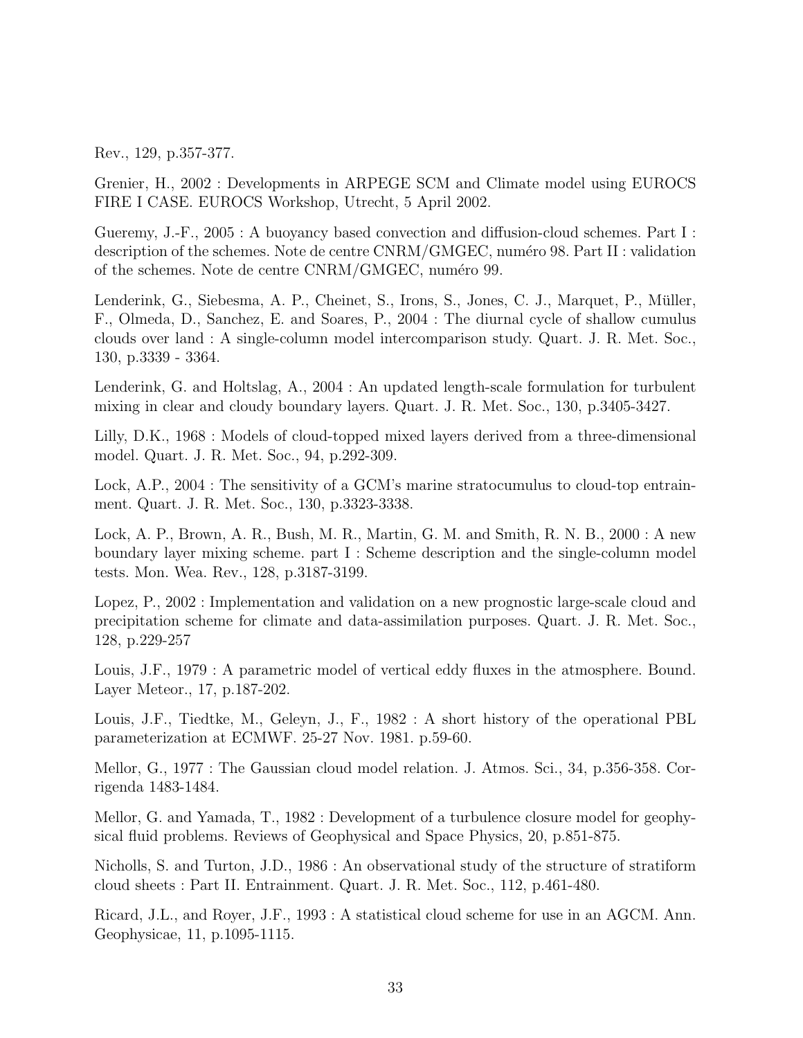Rev., 129, p.357-377.

Grenier, H., 2002 : Developments in ARPEGE SCM and Climate model using EUROCS FIRE I CASE. EUROCS Workshop, Utrecht, 5 April 2002.

Gueremy, J.-F., 2005 : A buoyancy based convection and diffusion-cloud schemes. Part I : description of the schemes. Note de centre CNRM/GMGEC, numéro 98. Part II : validation of the schemes. Note de centre CNRM/GMGEC, numéro 99.

Lenderink, G., Siebesma, A. P., Cheinet, S., Irons, S., Jones, C. J., Marquet, P., Müller, F., Olmeda, D., Sanchez, E. and Soares, P., 2004 : The diurnal cycle of shallow cumulus clouds over land : A single-column model intercomparison study. Quart. J. R. Met. Soc., 130, p.3339 - 3364.

Lenderink, G. and Holtslag, A., 2004 : An updated length-scale formulation for turbulent mixing in clear and cloudy boundary layers. Quart. J. R. Met. Soc., 130, p.3405-3427.

Lilly, D.K., 1968 : Models of cloud-topped mixed layers derived from a three-dimensional model. Quart. J. R. Met. Soc., 94, p.292-309.

Lock, A.P., 2004 : The sensitivity of a GCM's marine stratocumulus to cloud-top entrainment. Quart. J. R. Met. Soc., 130, p.3323-3338.

Lock, A. P., Brown, A. R., Bush, M. R., Martin, G. M. and Smith, R. N. B., 2000 : A new boundary layer mixing scheme. part I : Scheme description and the single-column model tests. Mon. Wea. Rev., 128, p.3187-3199.

Lopez, P., 2002 : Implementation and validation on a new prognostic large-scale cloud and precipitation scheme for climate and data-assimilation purposes. Quart. J. R. Met. Soc., 128, p.229-257

Louis, J.F., 1979 : A parametric model of vertical eddy fluxes in the atmosphere. Bound. Layer Meteor., 17, p.187-202.

Louis, J.F., Tiedtke, M., Geleyn, J., F., 1982 : A short history of the operational PBL parameterization at ECMWF. 25-27 Nov. 1981. p.59-60.

Mellor, G., 1977 : The Gaussian cloud model relation. J. Atmos. Sci., 34, p.356-358. Corrigenda 1483-1484.

Mellor, G. and Yamada, T., 1982 : Development of a turbulence closure model for geophysical fluid problems. Reviews of Geophysical and Space Physics, 20, p.851-875.

Nicholls, S. and Turton, J.D., 1986 : An observational study of the structure of stratiform cloud sheets : Part II. Entrainment. Quart. J. R. Met. Soc., 112, p.461-480.

Ricard, J.L., and Royer, J.F., 1993 : A statistical cloud scheme for use in an AGCM. Ann. Geophysicae, 11, p.1095-1115.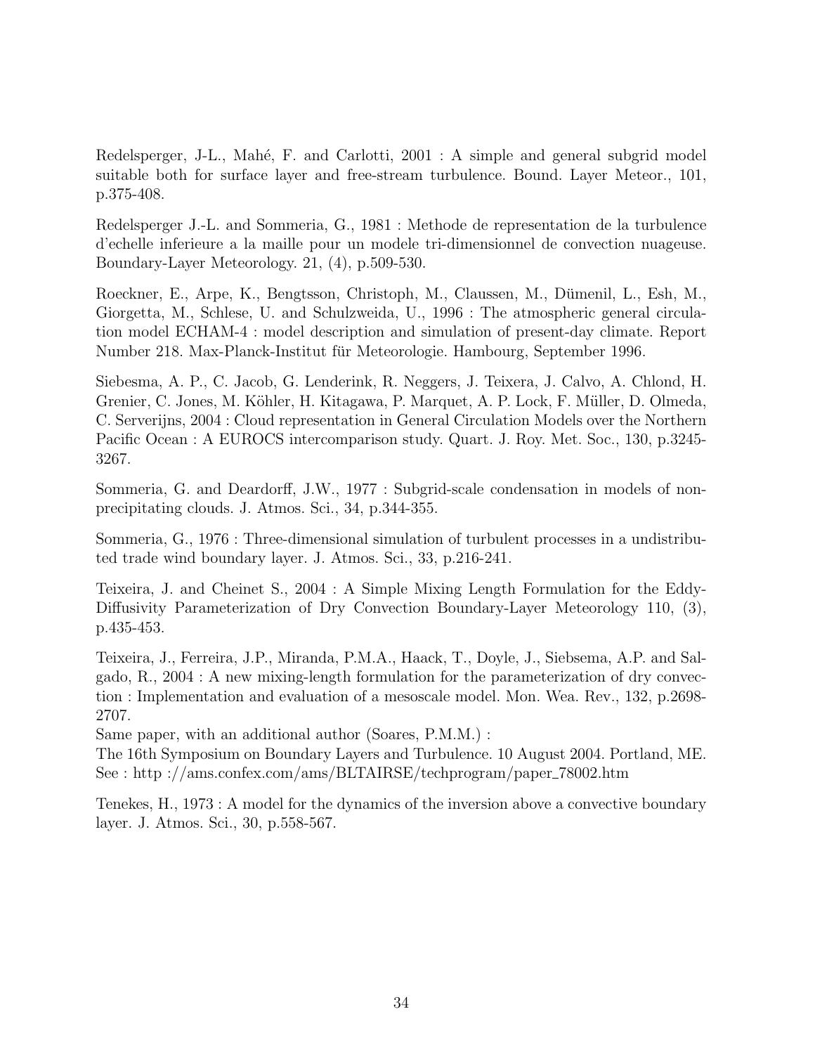Redelsperger, J-L., Mahé, F. and Carlotti, 2001 : A simple and general subgrid model suitable both for surface layer and free-stream turbulence. Bound. Layer Meteor., 101, p.375-408.

Redelsperger J.-L. and Sommeria, G., 1981 : Methode de representation de la turbulence d'echelle inferieure a la maille pour un modele tri-dimensionnel de convection nuageuse. Boundary-Layer Meteorology. 21, (4), p.509-530.

Roeckner, E., Arpe, K., Bengtsson, Christoph, M., Claussen, M., Dümenil, L., Esh, M., Giorgetta, M., Schlese, U. and Schulzweida, U., 1996 : The atmospheric general circulation model ECHAM-4 : model description and simulation of present-day climate. Report Number 218. Max-Planck-Institut für Meteorologie. Hambourg, September 1996.

Siebesma, A. P., C. Jacob, G. Lenderink, R. Neggers, J. Teixera, J. Calvo, A. Chlond, H. Grenier, C. Jones, M. Köhler, H. Kitagawa, P. Marquet, A. P. Lock, F. Müller, D. Olmeda, C. Serverijns, 2004 : Cloud representation in General Circulation Models over the Northern Pacific Ocean : A EUROCS intercomparison study. Quart. J. Roy. Met. Soc., 130, p.3245-3267.

Sommeria, G. and Deardorff, J.W., 1977 : Subgrid-scale condensation in models of nonprecipitating clouds. J. Atmos. Sci., 34, p.344-355.

Sommeria, G., 1976 : Three-dimensional simulation of turbulent processes in a undistributed trade wind boundary layer. J. Atmos. Sci., 33, p.216-241.

Teixeira, J. and Cheinet S., 2004 : A Simple Mixing Length Formulation for the Eddy-Diffusivity Parameterization of Dry Convection Boundary-Layer Meteorology 110, (3), p.435-453.

Teixeira, J., Ferreira, J.P., Miranda, P.M.A., Haack, T., Doyle, J., Siebsema, A.P. and Salgado, R., 2004 : A new mixing-length formulation for the parameterization of dry convection : Implementation and evaluation of a mesoscale model. Mon. Wea. Rev., 132, p.2698-2707.
Same paper, with an additional author (Soares, P.M.M.) :
The 16th Symposium on Boundary Layers and Turbulence. 10 August 2004. Portland, ME.
See : http ://ams.confex.com/ams/BLTAIRSE/techprogram/paper_78002.htm

Tenekes, H., 1973 : A model for the dynamics of the inversion above a convective boundary layer. J. Atmos. Sci., 30, p.558-567.